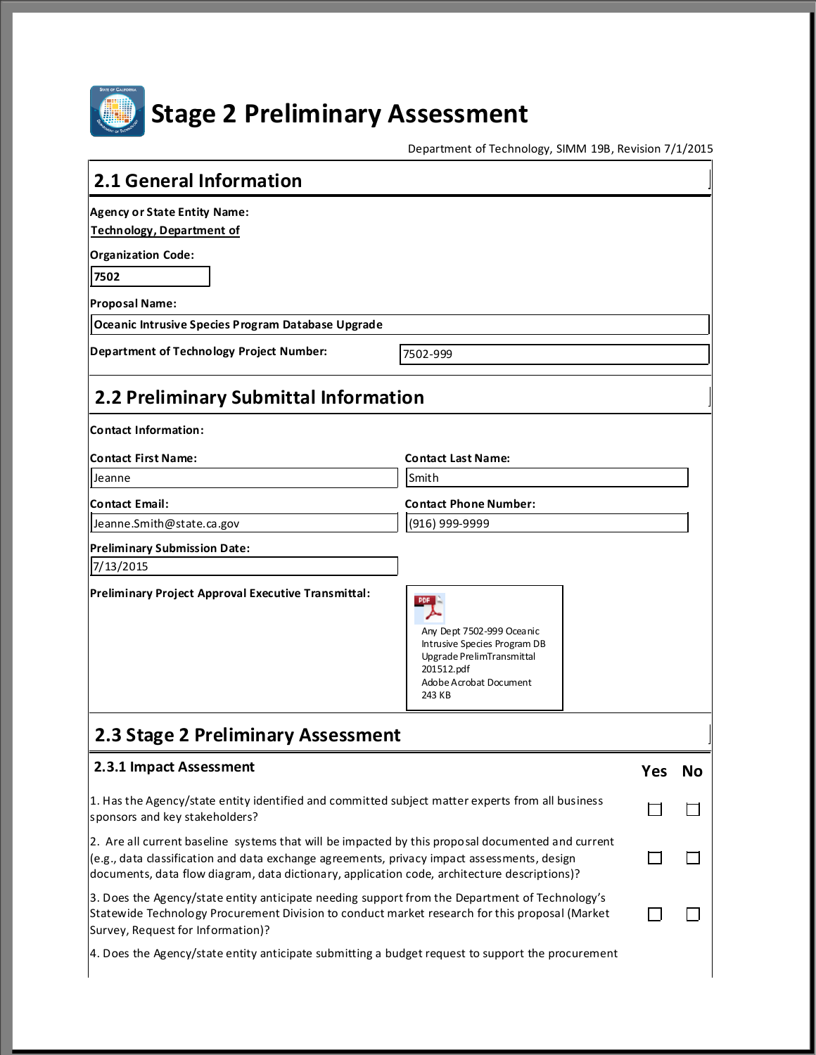# Stage 2 Preliminary Assessment

Department of Technology, SIMM 19B, Revision 7/1/2015

## 2.1 General Information

**Agency or State Entity Name:**
Technology, Department of

**Organization Code:**
7502

**Proposal Name:**
Oceanic Intrusive Species Program Database Upgrade

**Department of Technology Project Number:** 7502-999

## 2.2 Preliminary Submittal Information

**Contact Information:**

**Contact First Name:** Jeanne

**Contact Last Name:** Smith

**Contact Email:** Jeanne.Smith@state.ca.gov

**Contact Phone Number:** (916) 999-9999

**Preliminary Submission Date:**
7/13/2015

**Preliminary Project Approval Executive Transmittal:**

Any Dept 7502-999 Oceanic Intrusive Species Program DB Upgrade PrelimTransmittal 201512.pdf
Adobe Acrobat Document
243 KB

## 2.3 Stage 2 Preliminary Assessment

### 2.3.1 Impact Assessment

| | Yes | No |
|---|---|---|
| 1. Has the Agency/state entity identified and committed subject matter experts from all business sponsors and key stakeholders? | ☐ | ☐ |
| 2. Are all current baseline systems that will be impacted by this proposal documented and current (e.g., data classification and data exchange agreements, privacy impact assessments, design documents, data flow diagram, data dictionary, application code, architecture descriptions)? | ☐ | ☐ |
| 3. Does the Agency/state entity anticipate needing support from the Department of Technology's Statewide Technology Procurement Division to conduct market research for this proposal (Market Survey, Request for Information)? | ☐ | ☐ |
| 4. Does the Agency/state entity anticipate submitting a budget request to support the procurement | | |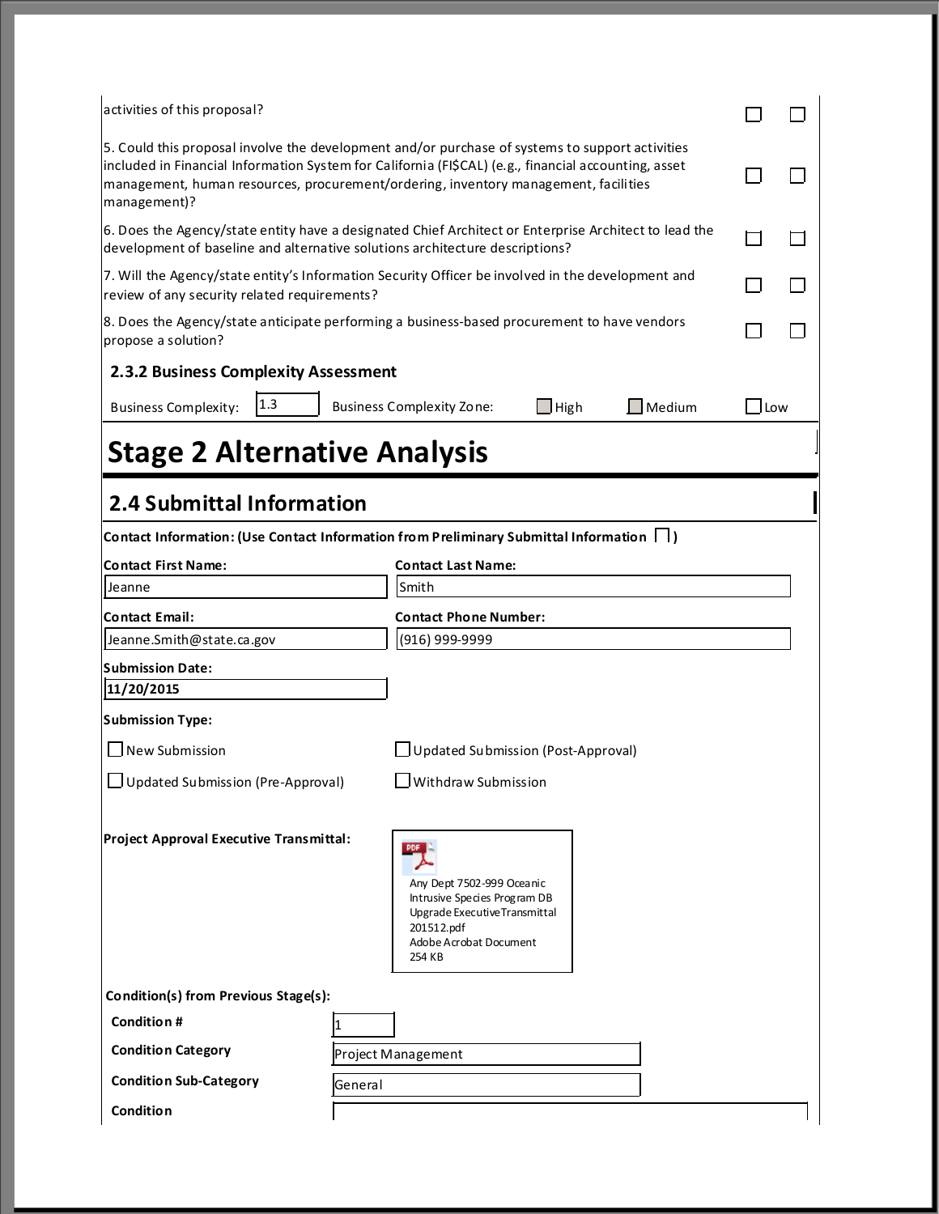| | | |
|---|---|---|
| activities of this proposal? | ☐ | ☐ |
| 5. Could this proposal involve the development and/or purchase of systems to support activities included in Financial Information System for California (FI$CAL) (e.g., financial accounting, asset management, human resources, procurement/ordering, inventory management, facilities management)? | ☐ | ☐ |
| 6. Does the Agency/state entity have a designated Chief Architect or Enterprise Architect to lead the development of baseline and alternative solutions architecture descriptions? | ☐ | ☐ |
| 7. Will the Agency/state entity's Information Security Officer be involved in the development and review of any security related requirements? | ☐ | ☐ |
| 8. Does the Agency/state anticipate performing a business-based procurement to have vendors propose a solution? | ☐ | ☐ |

### 2.3.2 Business Complexity Assessment

Business Complexity: 1.3 Business Complexity Zone: ☐ High ☐ Medium ☐ Low

# Stage 2 Alternative Analysis

## 2.4 Submittal Information

**Contact Information: (Use Contact Information from Preliminary Submittal Information ☐)**

**Contact First Name:** Jeanne

**Contact Last Name:** Smith

**Contact Email:** Jeanne.Smith@state.ca.gov

**Contact Phone Number:** (916) 999-9999

**Submission Date:** 11/20/2015

**Submission Type:**

☐ New Submission

☐ Updated Submission (Post-Approval)

☐ Updated Submission (Pre-Approval)

☐ Withdraw Submission

**Project Approval Executive Transmittal:**

Any Dept 7502-999 Oceanic Intrusive Species Program DB Upgrade ExecutiveTransmittal 201512.pdf
Adobe Acrobat Document
254 KB

**Condition(s) from Previous Stage(s):**

| | |
|---|---|
| **Condition #** | 1 |
| **Condition Category** | Project Management |
| **Condition Sub-Category** | General |
| **Condition** | |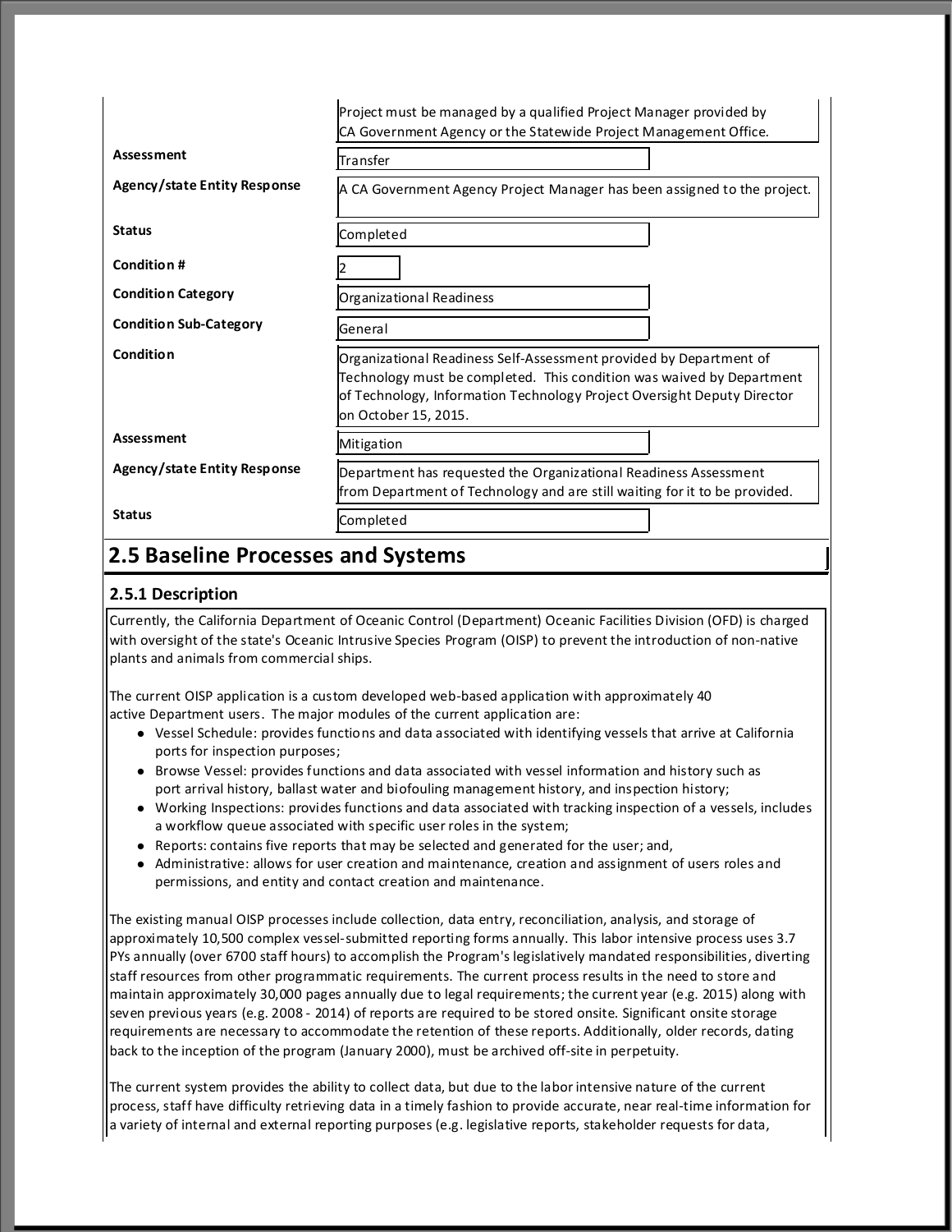| | |
|---|---|
| | Project must be managed by a qualified Project Manager provided by CA Government Agency or the Statewide Project Management Office. |
| **Assessment** | Transfer |
| **Agency/state Entity Response** | A CA Government Agency Project Manager has been assigned to the project. |
| **Status** | Completed |
| **Condition #** | 2 |
| **Condition Category** | Organizational Readiness |
| **Condition Sub-Category** | General |
| **Condition** | Organizational Readiness Self-Assessment provided by Department of Technology must be completed. This condition was waived by Department of Technology, Information Technology Project Oversight Deputy Director on October 15, 2015. |
| **Assessment** | Mitigation |
| **Agency/state Entity Response** | Department has requested the Organizational Readiness Assessment from Department of Technology and are still waiting for it to be provided. |
| **Status** | Completed |

## 2.5 Baseline Processes and Systems

### 2.5.1 Description

Currently, the California Department of Oceanic Control (Department) Oceanic Facilities Division (OFD) is charged with oversight of the state's Oceanic Intrusive Species Program (OISP) to prevent the introduction of non-native plants and animals from commercial ships.

The current OISP application is a custom developed web-based application with approximately 40 active Department users. The major modules of the current application are:

- Vessel Schedule: provides functions and data associated with identifying vessels that arrive at California ports for inspection purposes;
- Browse Vessel: provides functions and data associated with vessel information and history such as port arrival history, ballast water and biofouling management history, and inspection history;
- Working Inspections: provides functions and data associated with tracking inspection of a vessels, includes a workflow queue associated with specific user roles in the system;
- Reports: contains five reports that may be selected and generated for the user; and,
- Administrative: allows for user creation and maintenance, creation and assignment of users roles and permissions, and entity and contact creation and maintenance.

The existing manual OISP processes include collection, data entry, reconciliation, analysis, and storage of approximately 10,500 complex vessel-submitted reporting forms annually. This labor intensive process uses 3.7 PYs annually (over 6700 staff hours) to accomplish the Program's legislatively mandated responsibilities, diverting staff resources from other programmatic requirements. The current process results in the need to store and maintain approximately 30,000 pages annually due to legal requirements; the current year (e.g. 2015) along with seven previous years (e.g. 2008 - 2014) of reports are required to be stored onsite. Significant onsite storage requirements are necessary to accommodate the retention of these reports. Additionally, older records, dating back to the inception of the program (January 2000), must be archived off-site in perpetuity.

The current system provides the ability to collect data, but due to the labor intensive nature of the current process, staff have difficulty retrieving data in a timely fashion to provide accurate, near real-time information for a variety of internal and external reporting purposes (e.g. legislative reports, stakeholder requests for data,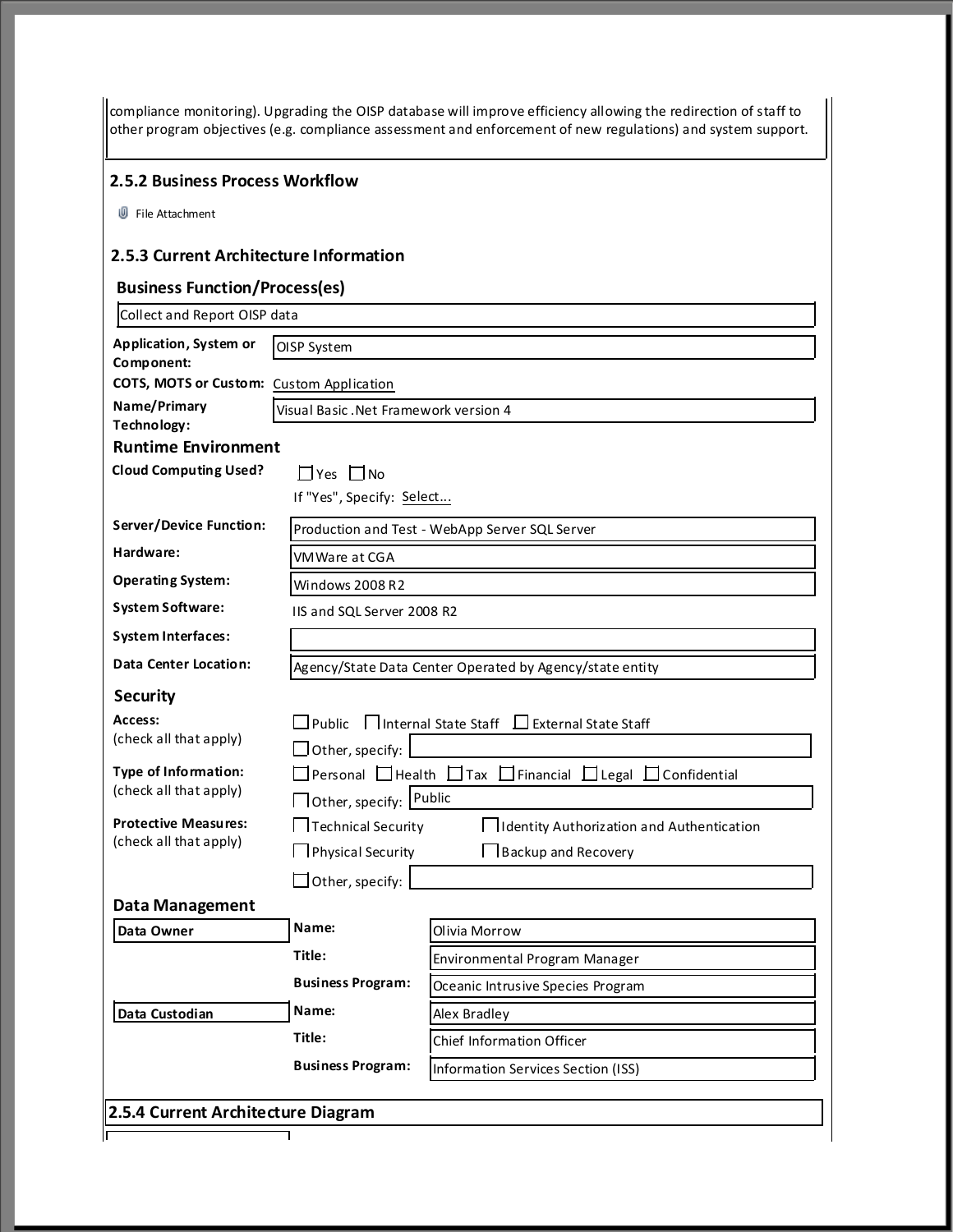compliance monitoring). Upgrading the OISP database will improve efficiency allowing the redirection of staff to other program objectives (e.g. compliance assessment and enforcement of new regulations) and system support.

### 2.5.2 Business Process Workflow

File Attachment

### 2.5.3 Current Architecture Information

#### Business Function/Process(es)

Collect and Report OISP data

**Application, System or Component:** OISP System

**COTS, MOTS or Custom:** Custom Application

**Name/Primary Technology:** Visual Basic .Net Framework version 4

#### Runtime Environment

**Cloud Computing Used?** ☐ Yes ☐ No

If "Yes", Specify: Select...

**Server/Device Function:** Production and Test - WebApp Server SQL Server

**Hardware:** VMWare at CGA

**Operating System:** Windows 2008 R2

**System Software:** IIS and SQL Server 2008 R2

**System Interfaces:**

**Data Center Location:** Agency/State Data Center Operated by Agency/state entity

#### Security

**Access:** (check all that apply)

☐ Public ☐ Internal State Staff ☐ External State Staff

☐ Other, specify:

**Type of Information:** (check all that apply)

☐ Personal ☐ Health ☐ Tax ☐ Financial ☐ Legal ☐ Confidential

☐ Other, specify: Public

**Protective Measures:** (check all that apply)

☐ Technical Security ☐ Identity Authorization and Authentication

☐ Physical Security ☐ Backup and Recovery

☐ Other, specify:

#### Data Management

| | | |
|---|---|---|
| **Data Owner** | **Name:** | Olivia Morrow |
| | **Title:** | Environmental Program Manager |
| | **Business Program:** | Oceanic Intrusive Species Program |
| **Data Custodian** | **Name:** | Alex Bradley |
| | **Title:** | Chief Information Officer |
| | **Business Program:** | Information Services Section (ISS) |

### 2.5.4 Current Architecture Diagram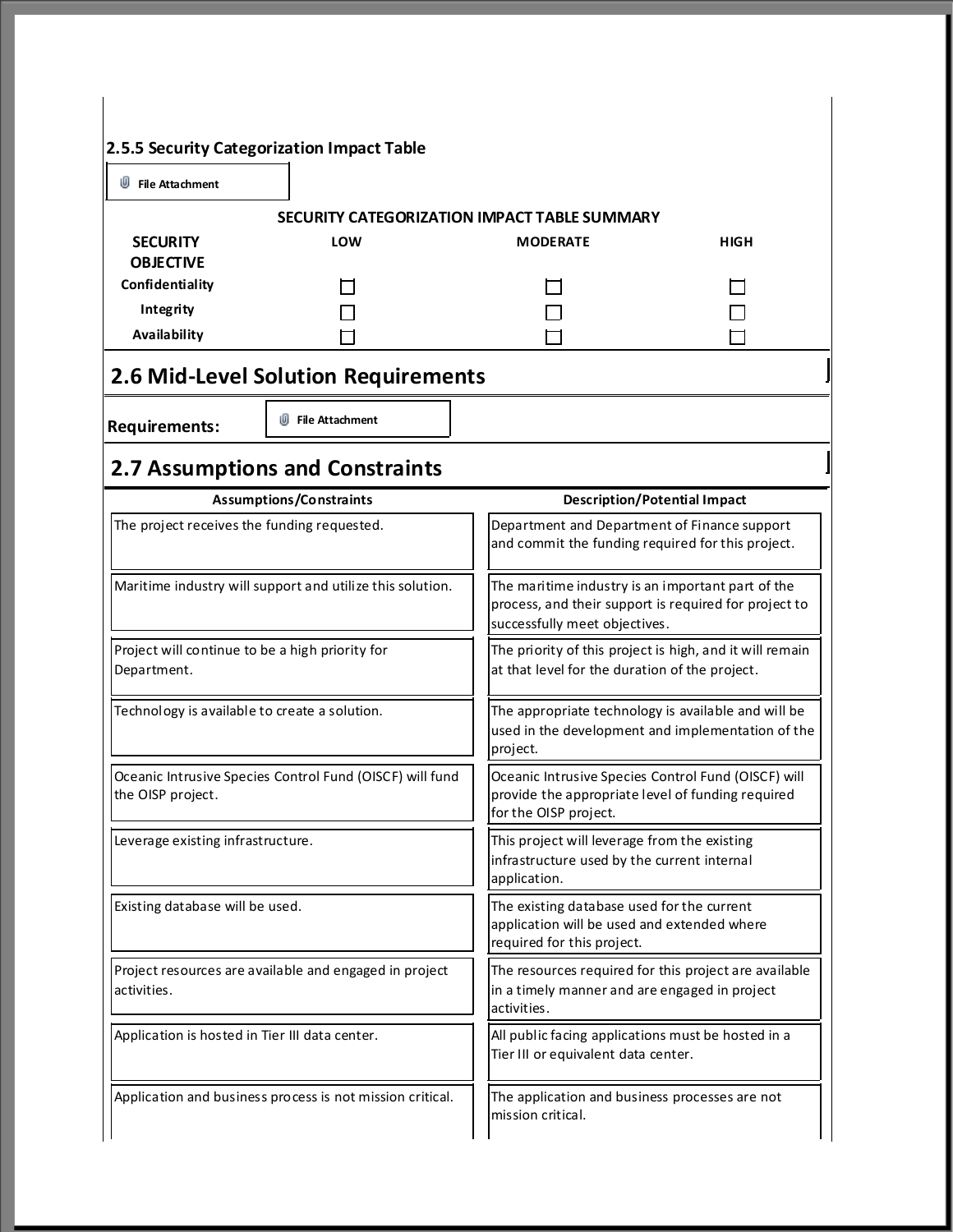### 2.5.5 Security Categorization Impact Table

File Attachment

**SECURITY CATEGORIZATION IMPACT TABLE SUMMARY**

| SECURITY OBJECTIVE | LOW | MODERATE | HIGH |
| --- | --- | --- | --- |
| Confidentiality | ☐ | ☐ | ☐ |
| Integrity | ☐ | ☐ | ☐ |
| Availability | ☐ | ☐ | ☐ |

## 2.6 Mid-Level Solution Requirements

**Requirements:** File Attachment

## 2.7 Assumptions and Constraints

| Assumptions/Constraints | Description/Potential Impact |
| --- | --- |
| The project receives the funding requested. | Department and Department of Finance support and commit the funding required for this project. |
| Maritime industry will support and utilize this solution. | The maritime industry is an important part of the process, and their support is required for project to successfully meet objectives. |
| Project will continue to be a high priority for Department. | The priority of this project is high, and it will remain at that level for the duration of the project. |
| Technology is available to create a solution. | The appropriate technology is available and will be used in the development and implementation of the project. |
| Oceanic Intrusive Species Control Fund (OISCF) will fund the OISP project. | Oceanic Intrusive Species Control Fund (OISCF) will provide the appropriate level of funding required for the OISP project. |
| Leverage existing infrastructure. | This project will leverage from the existing infrastructure used by the current internal application. |
| Existing database will be used. | The existing database used for the current application will be used and extended where required for this project. |
| Project resources are available and engaged in project activities. | The resources required for this project are available in a timely manner and are engaged in project activities. |
| Application is hosted in Tier III data center. | All public facing applications must be hosted in a Tier III or equivalent data center. |
| Application and business process is not mission critical. | The application and business processes are not mission critical. |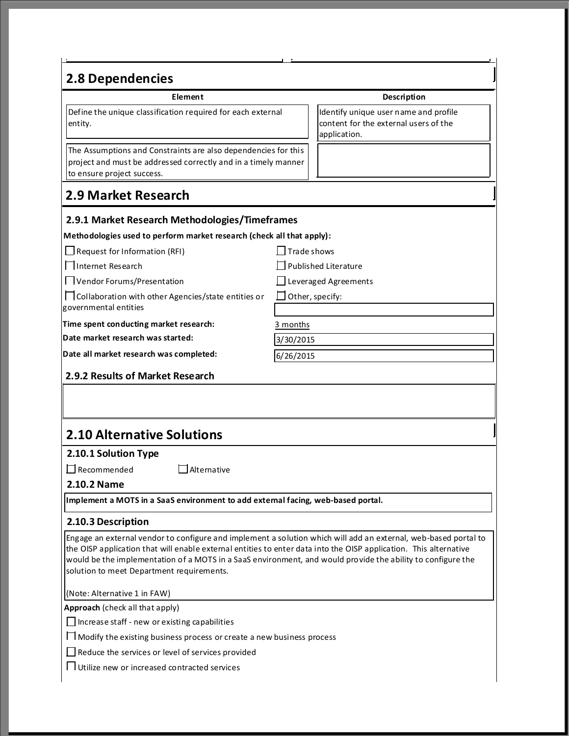## 2.8 Dependencies

| Element | Description |
| --- | --- |
| Define the unique classification required for each external entity. | Identify unique user name and profile content for the external users of the application. |
| The Assumptions and Constraints are also dependencies for this project and must be addressed correctly and in a timely manner to ensure project success. | |

## 2.9 Market Research

### 2.9.1 Market Research Methodologies/Timeframes

**Methodologies used to perform market research (check all that apply):**

- ☐ Request for Information (RFI)
- ☐ Trade shows
- ☐ Internet Research
- ☐ Published Literature
- ☐ Vendor Forums/Presentation
- ☐ Leveraged Agreements
- ☐ Collaboration with other Agencies/state entities or governmental entities
- ☐ Other, specify:

**Time spent conducting market research:** 3 months

**Date market research was started:** 3/30/2015

**Date all market research was completed:** 6/26/2015

### 2.9.2 Results of Market Research

## 2.10 Alternative Solutions

### 2.10.1 Solution Type

☐ Recommended ☐ Alternative

### 2.10.2 Name

**Implement a MOTS in a SaaS environment to add external facing, web-based portal.**

### 2.10.3 Description

Engage an external vendor to configure and implement a solution which will add an external, web-based portal to the OISP application that will enable external entities to enter data into the OISP application. This alternative would be the implementation of a MOTS in a SaaS environment, and would provide the ability to configure the solution to meet Department requirements.

(Note: Alternative 1 in FAW)

**Approach** (check all that apply)

- ☐ Increase staff - new or existing capabilities
- ☐ Modify the existing business process or create a new business process
- ☐ Reduce the services or level of services provided
- ☐ Utilize new or increased contracted services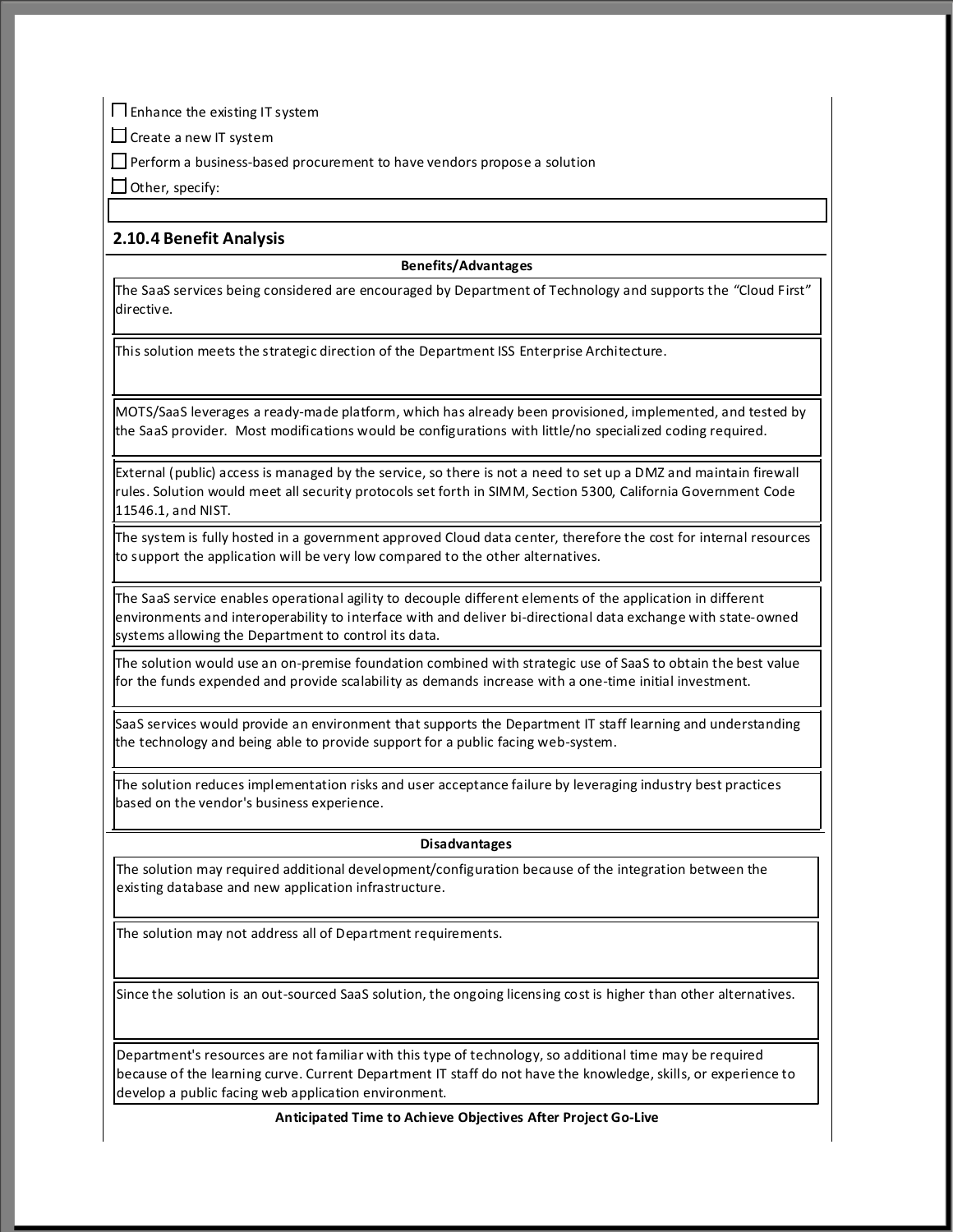- [ ] Enhance the existing IT system
- [ ] Create a new IT system
- [ ] Perform a business-based procurement to have vendors propose a solution
- [ ] Other, specify:

### 2.10.4 Benefit Analysis

**Benefits/Advantages**

The SaaS services being considered are encouraged by Department of Technology and supports the “Cloud First” directive.

This solution meets the strategic direction of the Department ISS Enterprise Architecture.

MOTS/SaaS leverages a ready-made platform, which has already been provisioned, implemented, and tested by the SaaS provider. Most modifications would be configurations with little/no specialized coding required.

External (public) access is managed by the service, so there is not a need to set up a DMZ and maintain firewall rules. Solution would meet all security protocols set forth in SIMM, Section 5300, California Government Code 11546.1, and NIST.

The system is fully hosted in a government approved Cloud data center, therefore the cost for internal resources to support the application will be very low compared to the other alternatives.

The SaaS service enables operational agility to decouple different elements of the application in different environments and interoperability to interface with and deliver bi-directional data exchange with state-owned systems allowing the Department to control its data.

The solution would use an on-premise foundation combined with strategic use of SaaS to obtain the best value for the funds expended and provide scalability as demands increase with a one-time initial investment.

SaaS services would provide an environment that supports the Department IT staff learning and understanding the technology and being able to provide support for a public facing web-system.

The solution reduces implementation risks and user acceptance failure by leveraging industry best practices based on the vendor's business experience.

**Disadvantages**

The solution may required additional development/configuration because of the integration between the existing database and new application infrastructure.

The solution may not address all of Department requirements.

Since the solution is an out-sourced SaaS solution, the ongoing licensing cost is higher than other alternatives.

Department's resources are not familiar with this type of technology, so additional time may be required because of the learning curve. Current Department IT staff do not have the knowledge, skills, or experience to develop a public facing web application environment.

**Anticipated Time to Achieve Objectives After Project Go-Live**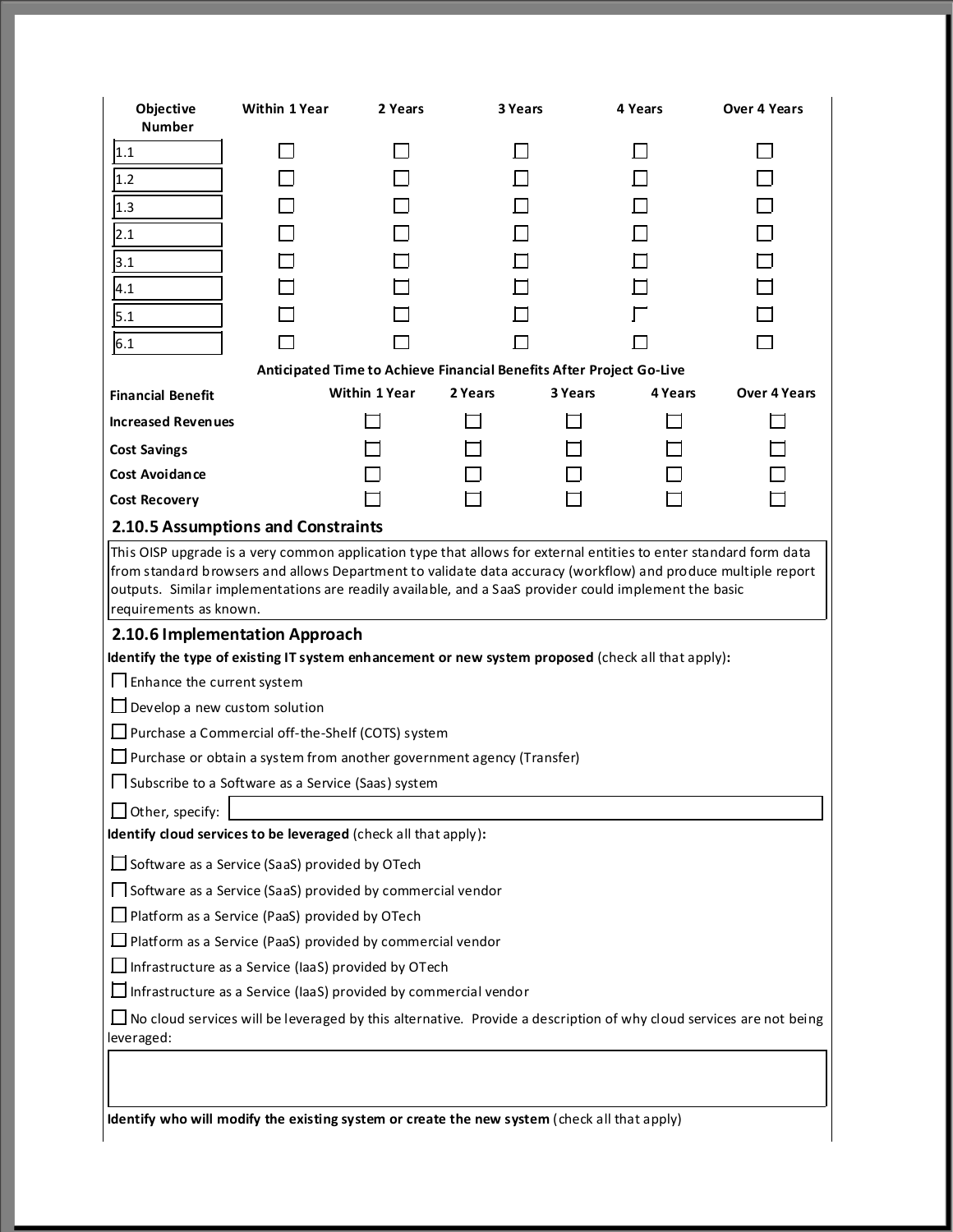| Objective Number | Within 1 Year | 2 Years | 3 Years | 4 Years | Over 4 Years |
|---|---|---|---|---|---|
| 1.1 | ☐ | ☐ | ☐ | ☐ | ☐ |
| 1.2 | ☐ | ☐ | ☐ | ☐ | ☐ |
| 1.3 | ☐ | ☐ | ☐ | ☐ | ☐ |
| 2.1 | ☐ | ☐ | ☐ | ☐ | ☐ |
| 3.1 | ☐ | ☐ | ☐ | ☐ | ☐ |
| 4.1 | ☐ | ☐ | ☐ | ☐ | ☐ |
| 5.1 | ☐ | ☐ | ☐ | ☐ | ☐ |
| 6.1 | ☐ | ☐ | ☐ | ☐ | ☐ |

**Anticipated Time to Achieve Financial Benefits After Project Go-Live**

| Financial Benefit | Within 1 Year | 2 Years | 3 Years | 4 Years | Over 4 Years |
|---|---|---|---|---|---|
| Increased Revenues | ☐ | ☐ | ☐ | ☐ | ☐ |
| Cost Savings | ☐ | ☐ | ☐ | ☐ | ☐ |
| Cost Avoidance | ☐ | ☐ | ☐ | ☐ | ☐ |
| Cost Recovery | ☐ | ☐ | ☐ | ☐ | ☐ |

### 2.10.5 Assumptions and Constraints

This OISP upgrade is a very common application type that allows for external entities to enter standard form data from standard browsers and allows Department to validate data accuracy (workflow) and produce multiple report outputs. Similar implementations are readily available, and a SaaS provider could implement the basic requirements as known.

### 2.10.6 Implementation Approach

**Identify the type of existing IT system enhancement or new system proposed** (check all that apply)**:**

- ☐ Enhance the current system
- ☐ Develop a new custom solution
- ☐ Purchase a Commercial off-the-Shelf (COTS) system
- ☐ Purchase or obtain a system from another government agency (Transfer)
- ☐ Subscribe to a Software as a Service (Saas) system
- ☐ Other, specify:

**Identify cloud services to be leveraged** (check all that apply)**:**

- ☐ Software as a Service (SaaS) provided by OTech
- ☐ Software as a Service (SaaS) provided by commercial vendor
- ☐ Platform as a Service (PaaS) provided by OTech
- ☐ Platform as a Service (PaaS) provided by commercial vendor
- ☐ Infrastructure as a Service (IaaS) provided by OTech
- ☐ Infrastructure as a Service (IaaS) provided by commercial vendor
- ☐ No cloud services will be leveraged by this alternative. Provide a description of why cloud services are not being leveraged:

**Identify who will modify the existing system or create the new system** (check all that apply)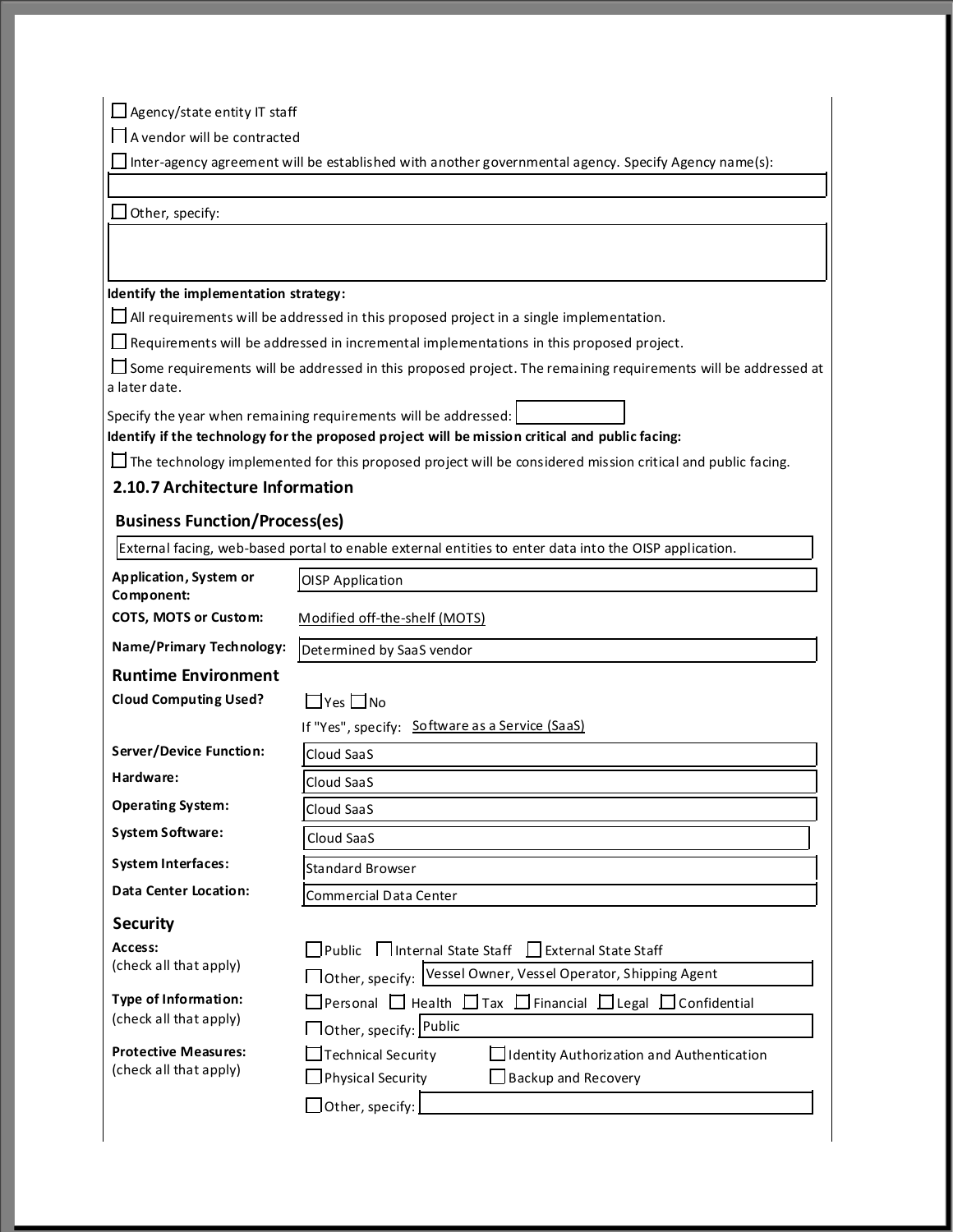- [ ] Agency/state entity IT staff
- [ ] A vendor will be contracted
- [ ] Inter-agency agreement will be established with another governmental agency. Specify Agency name(s):

- [ ] Other, specify:

**Identify the implementation strategy:**

- [ ] All requirements will be addressed in this proposed project in a single implementation.
- [ ] Requirements will be addressed in incremental implementations in this proposed project.
- [ ] Some requirements will be addressed in this proposed project. The remaining requirements will be addressed at a later date.

Specify the year when remaining requirements will be addressed:

**Identify if the technology for the proposed project will be mission critical and public facing:**

- [ ] The technology implemented for this proposed project will be considered mission critical and public facing.

## 2.10.7 Architecture Information

### Business Function/Process(es)

External facing, web-based portal to enable external entities to enter data into the OISP application.

**Application, System or Component:** OISP Application

**COTS, MOTS or Custom:** Modified off-the-shelf (MOTS)

**Name/Primary Technology:** Determined by SaaS vendor

### Runtime Environment

**Cloud Computing Used?** ☐ Yes ☐ No

If "Yes", specify: Software as a Service (SaaS)

**Server/Device Function:** Cloud SaaS

**Hardware:** Cloud SaaS

**Operating System:** Cloud SaaS

**System Software:** Cloud SaaS

**System Interfaces:** Standard Browser

**Data Center Location:** Commercial Data Center

### Security

**Access:** (check all that apply)

☐ Public ☐ Internal State Staff ☐ External State Staff

☐ Other, specify: Vessel Owner, Vessel Operator, Shipping Agent

**Type of Information:** (check all that apply)

☐ Personal ☐ Health ☐ Tax ☐ Financial ☐ Legal ☐ Confidential

☐ Other, specify: Public

**Protective Measures:** (check all that apply)

☐ Technical Security ☐ Identity Authorization and Authentication

☐ Physical Security ☐ Backup and Recovery

☐ Other, specify: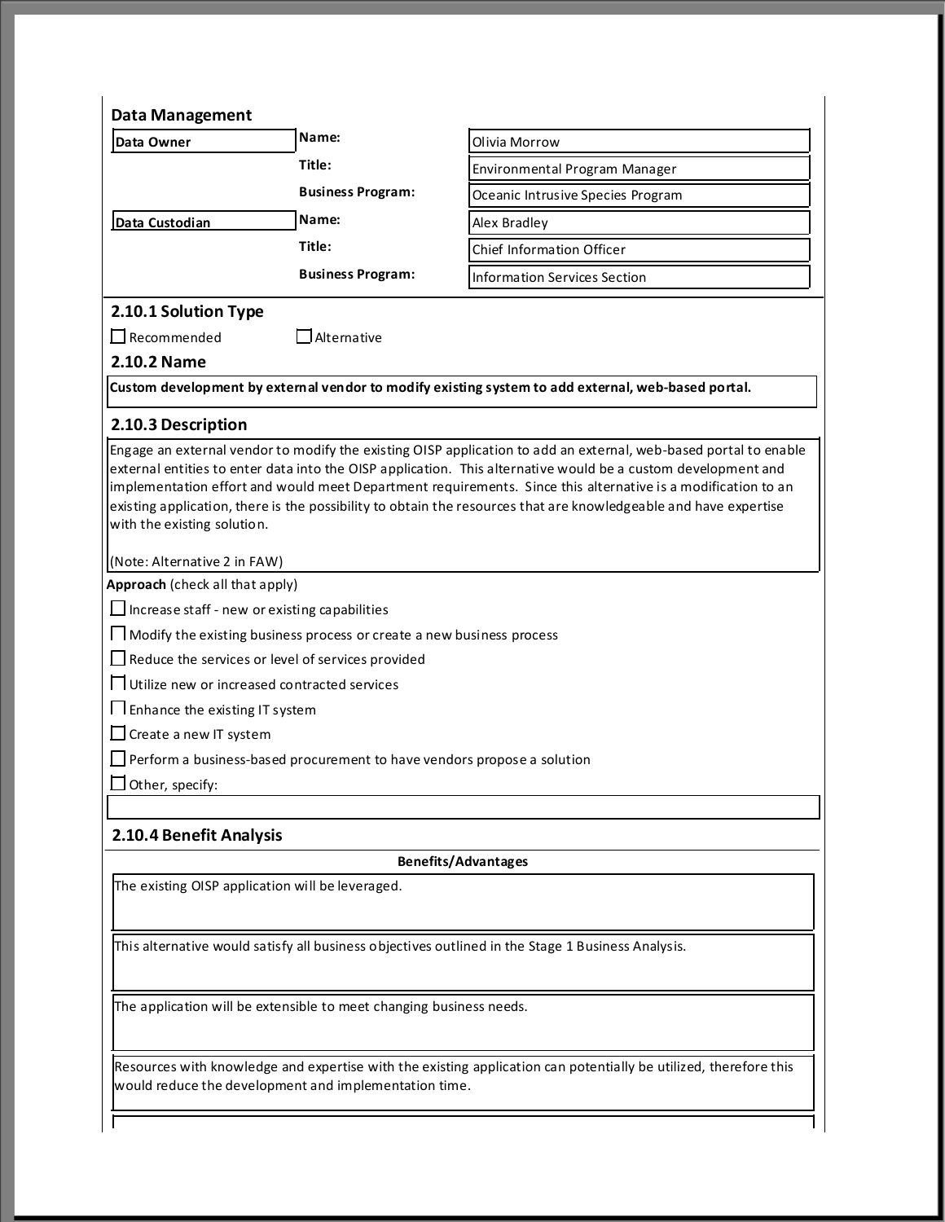## Data Management

| | | |
|---|---|---|
| **Data Owner** | **Name:** | Olivia Morrow |
| | **Title:** | Environmental Program Manager |
| | **Business Program:** | Oceanic Intrusive Species Program |
| **Data Custodian** | **Name:** | Alex Bradley |
| | **Title:** | Chief Information Officer |
| | **Business Program:** | Information Services Section |

### 2.10.1 Solution Type

☐ Recommended ☐ Alternative

### 2.10.2 Name

**Custom development by external vendor to modify existing system to add external, web-based portal.**

### 2.10.3 Description

Engage an external vendor to modify the existing OISP application to add an external, web-based portal to enable external entities to enter data into the OISP application. This alternative would be a custom development and implementation effort and would meet Department requirements. Since this alternative is a modification to an existing application, there is the possibility to obtain the resources that are knowledgeable and have expertise with the existing solution.

(Note: Alternative 2 in FAW)

**Approach** (check all that apply)

☐ Increase staff - new or existing capabilities

☐ Modify the existing business process or create a new business process

☐ Reduce the services or level of services provided

☐ Utilize new or increased contracted services

☐ Enhance the existing IT system

☐ Create a new IT system

☐ Perform a business-based procurement to have vendors propose a solution

☐ Other, specify:

### 2.10.4 Benefit Analysis

| Benefits/Advantages |
|---|
| The existing OISP application will be leveraged. |
| This alternative would satisfy all business objectives outlined in the Stage 1 Business Analysis. |
| The application will be extensible to meet changing business needs. |
| Resources with knowledge and expertise with the existing application can potentially be utilized, therefore this would reduce the development and implementation time. |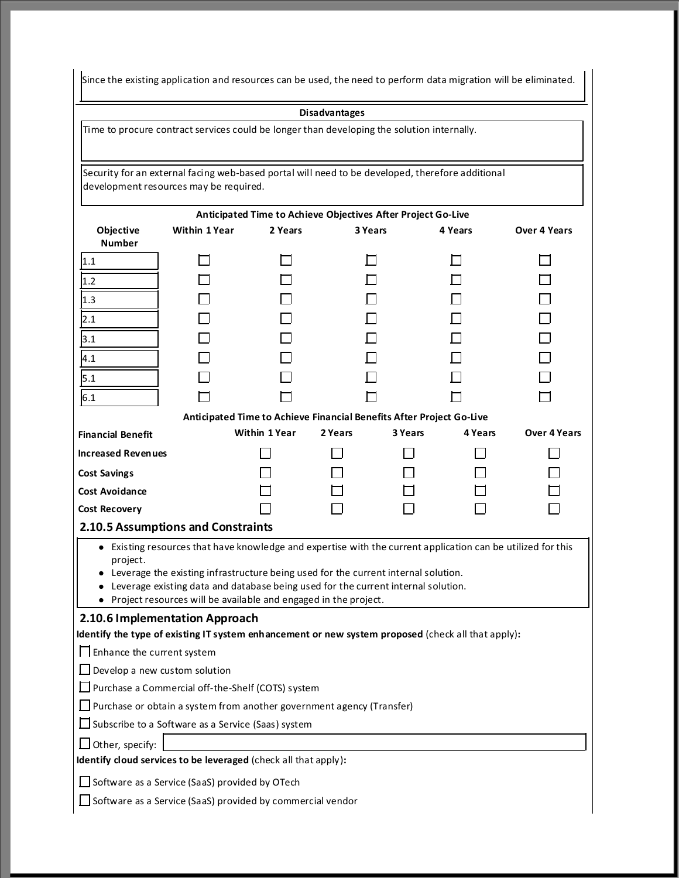Since the existing application and resources can be used, the need to perform data migration will be eliminated.

**Disadvantages**

Time to procure contract services could be longer than developing the solution internally.

Security for an external facing web-based portal will need to be developed, therefore additional development resources may be required.

**Anticipated Time to Achieve Objectives After Project Go-Live**

| Objective Number | Within 1 Year | 2 Years | 3 Years | 4 Years | Over 4 Years |
|---|---|---|---|---|---|
| 1.1 | ☐ | ☐ | ☐ | ☐ | ☐ |
| 1.2 | ☐ | ☐ | ☐ | ☐ | ☐ |
| 1.3 | ☐ | ☐ | ☐ | ☐ | ☐ |
| 2.1 | ☐ | ☐ | ☐ | ☐ | ☐ |
| 3.1 | ☐ | ☐ | ☐ | ☐ | ☐ |
| 4.1 | ☐ | ☐ | ☐ | ☐ | ☐ |
| 5.1 | ☐ | ☐ | ☐ | ☐ | ☐ |
| 6.1 | ☐ | ☐ | ☐ | ☐ | ☐ |

**Anticipated Time to Achieve Financial Benefits After Project Go-Live**

| Financial Benefit | Within 1 Year | 2 Years | 3 Years | 4 Years | Over 4 Years |
|---|---|---|---|---|---|
| **Increased Revenues** | ☐ | ☐ | ☐ | ☐ | ☐ |
| **Cost Savings** | ☐ | ☐ | ☐ | ☐ | ☐ |
| **Cost Avoidance** | ☐ | ☐ | ☐ | ☐ | ☐ |
| **Cost Recovery** | ☐ | ☐ | ☐ | ☐ | ☐ |

### 2.10.5 Assumptions and Constraints

- Existing resources that have knowledge and expertise with the current application can be utilized for this project.
- Leverage the existing infrastructure being used for the current internal solution.
- Leverage existing data and database being used for the current internal solution.
- Project resources will be available and engaged in the project.

### 2.10.6 Implementation Approach

**Identify the type of existing IT system enhancement or new system proposed** (check all that apply)**:**

☐ Enhance the current system

☐ Develop a new custom solution

☐ Purchase a Commercial off-the-Shelf (COTS) system

☐ Purchase or obtain a system from another government agency (Transfer)

☐ Subscribe to a Software as a Service (Saas) system

☐ Other, specify:

**Identify cloud services to be leveraged** (check all that apply)**:**

☐ Software as a Service (SaaS) provided by OTech

☐ Software as a Service (SaaS) provided by commercial vendor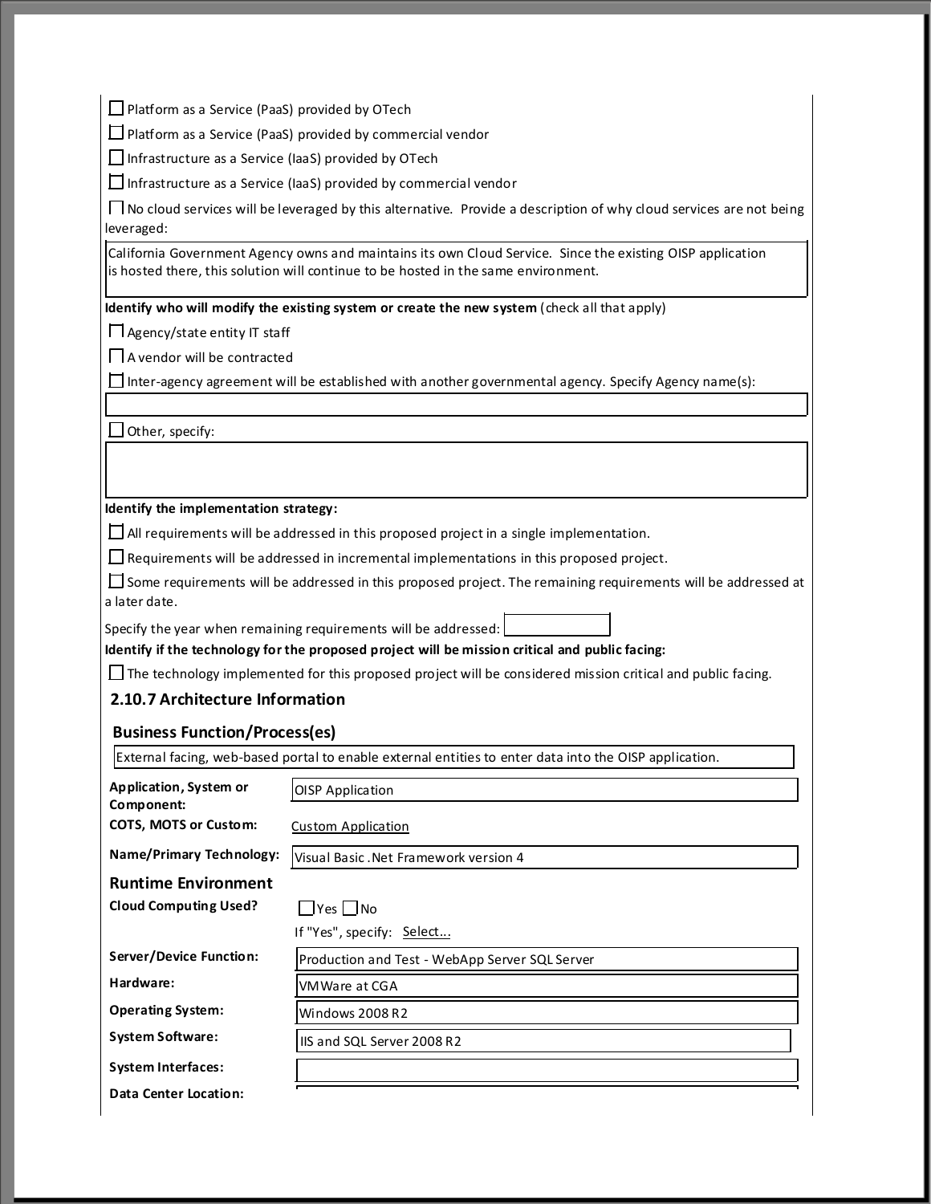☐ Platform as a Service (PaaS) provided by OTech

☐ Platform as a Service (PaaS) provided by commercial vendor

☐ Infrastructure as a Service (IaaS) provided by OTech

☐ Infrastructure as a Service (IaaS) provided by commercial vendor

☐ No cloud services will be leveraged by this alternative. Provide a description of why cloud services are not being leveraged:

California Government Agency owns and maintains its own Cloud Service. Since the existing OISP application is hosted there, this solution will continue to be hosted in the same environment.

**Identify who will modify the existing system or create the new system** (check all that apply)

☐ Agency/state entity IT staff

☐ A vendor will be contracted

☐ Inter-agency agreement will be established with another governmental agency. Specify Agency name(s):

☐ Other, specify:

**Identify the implementation strategy:**

☐ All requirements will be addressed in this proposed project in a single implementation.

☐ Requirements will be addressed in incremental implementations in this proposed project.

☐ Some requirements will be addressed in this proposed project. The remaining requirements will be addressed at a later date.

Specify the year when remaining requirements will be addressed:

**Identify if the technology for the proposed project will be mission critical and public facing:**

☐ The technology implemented for this proposed project will be considered mission critical and public facing.

### 2.10.7 Architecture Information

#### Business Function/Process(es)

External facing, web-based portal to enable external entities to enter data into the OISP application.

**Application, System or Component:** OISP Application

**COTS, MOTS or Custom:** Custom Application

**Name/Primary Technology:** Visual Basic .Net Framework version 4

#### Runtime Environment

**Cloud Computing Used?** ☐ Yes ☐ No

If "Yes", specify: Select...

**Server/Device Function:** Production and Test - WebApp Server SQL Server

**Hardware:** VMWare at CGA

**Operating System:** Windows 2008 R2

**System Software:** IIS and SQL Server 2008 R2

**System Interfaces:**

**Data Center Location:**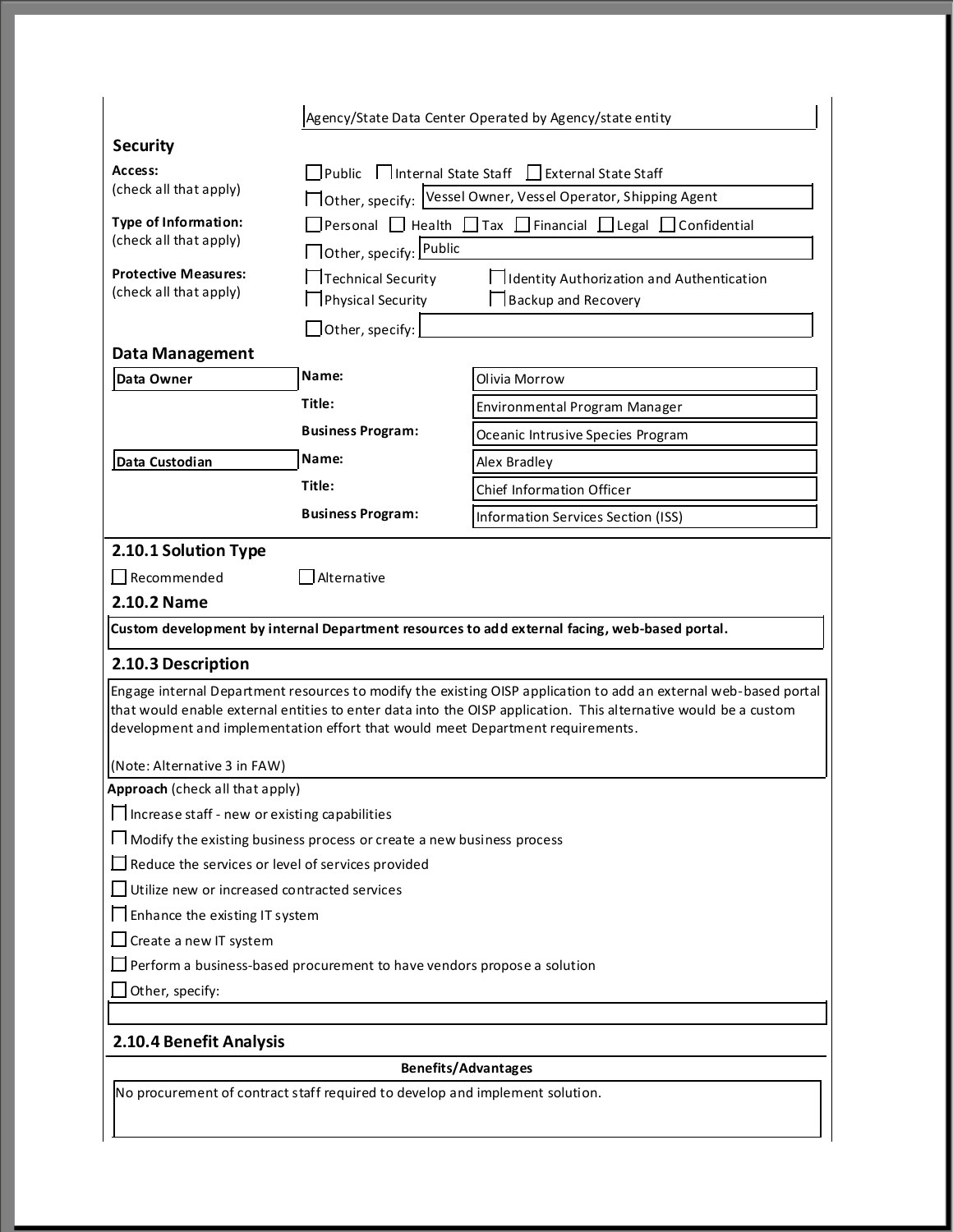Agency/State Data Center Operated by Agency/state entity

### Security

**Access:** (check all that apply)

☐ Public ☐ Internal State Staff ☐ External State Staff

☐ Other, specify: Vessel Owner, Vessel Operator, Shipping Agent

**Type of Information:** (check all that apply)

☐ Personal ☐ Health ☐ Tax ☐ Financial ☐ Legal ☐ Confidential

☐ Other, specify: Public

**Protective Measures:** (check all that apply)

☐ Technical Security ☐ Identity Authorization and Authentication

☐ Physical Security ☐ Backup and Recovery

☐ Other, specify:

### Data Management

| | | |
|---|---|---|
| **Data Owner** | **Name:** | Olivia Morrow |
| | **Title:** | Environmental Program Manager |
| | **Business Program:** | Oceanic Intrusive Species Program |
| **Data Custodian** | **Name:** | Alex Bradley |
| | **Title:** | Chief Information Officer |
| | **Business Program:** | Information Services Section (ISS) |

### 2.10.1 Solution Type

☐ Recommended ☐ Alternative

### 2.10.2 Name

**Custom development by internal Department resources to add external facing, web-based portal.**

### 2.10.3 Description

Engage internal Department resources to modify the existing OISP application to add an external web-based portal that would enable external entities to enter data into the OISP application. This alternative would be a custom development and implementation effort that would meet Department requirements.

(Note: Alternative 3 in FAW)

**Approach** (check all that apply)

☐ Increase staff - new or existing capabilities

☐ Modify the existing business process or create a new business process

☐ Reduce the services or level of services provided

☐ Utilize new or increased contracted services

☐ Enhance the existing IT system

☐ Create a new IT system

☐ Perform a business-based procurement to have vendors propose a solution

☐ Other, specify:

### 2.10.4 Benefit Analysis

**Benefits/Advantages**

No procurement of contract staff required to develop and implement solution.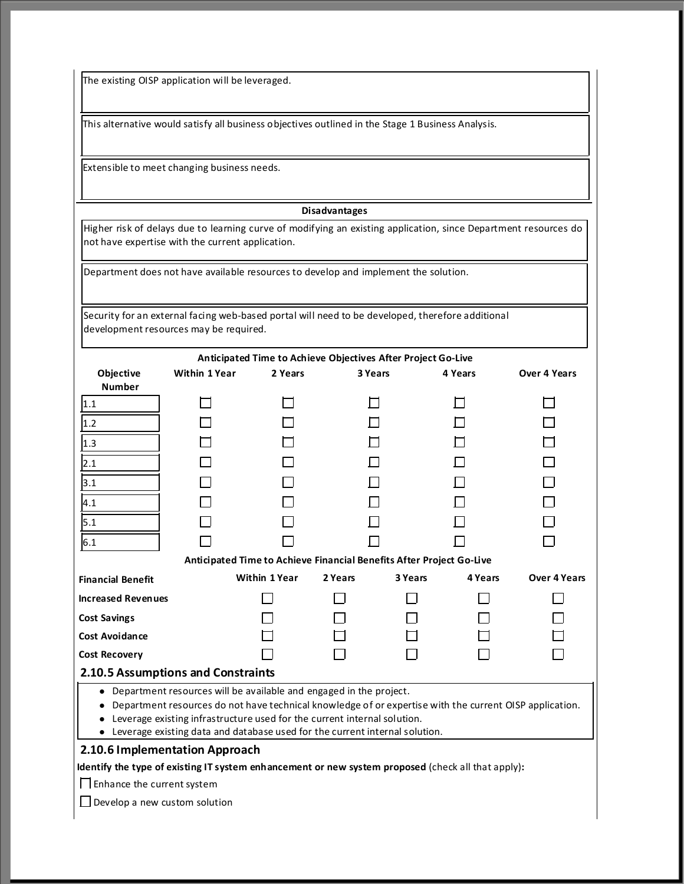The existing OISP application will be leveraged.

This alternative would satisfy all business objectives outlined in the Stage 1 Business Analysis.

Extensible to meet changing business needs.

**Disadvantages**

Higher risk of delays due to learning curve of modifying an existing application, since Department resources do not have expertise with the current application.

Department does not have available resources to develop and implement the solution.

Security for an external facing web-based portal will need to be developed, therefore additional development resources may be required.

**Anticipated Time to Achieve Objectives After Project Go-Live**

| Objective Number | Within 1 Year | 2 Years | 3 Years | 4 Years | Over 4 Years |
|---|---|---|---|---|---|
| 1.1 | ☐ | ☐ | ☐ | ☐ | ☐ |
| 1.2 | ☐ | ☐ | ☐ | ☐ | ☐ |
| 1.3 | ☐ | ☐ | ☐ | ☐ | ☐ |
| 2.1 | ☐ | ☐ | ☐ | ☐ | ☐ |
| 3.1 | ☐ | ☐ | ☐ | ☐ | ☐ |
| 4.1 | ☐ | ☐ | ☐ | ☐ | ☐ |
| 5.1 | ☐ | ☐ | ☐ | ☐ | ☐ |
| 6.1 | ☐ | ☐ | ☐ | ☐ | ☐ |

**Anticipated Time to Achieve Financial Benefits After Project Go-Live**

| Financial Benefit | Within 1 Year | 2 Years | 3 Years | 4 Years | Over 4 Years |
|---|---|---|---|---|---|
| **Increased Revenues** | ☐ | ☐ | ☐ | ☐ | ☐ |
| **Cost Savings** | ☐ | ☐ | ☐ | ☐ | ☐ |
| **Cost Avoidance** | ☐ | ☐ | ☐ | ☐ | ☐ |
| **Cost Recovery** | ☐ | ☐ | ☐ | ☐ | ☐ |

### 2.10.5 Assumptions and Constraints

- Department resources will be available and engaged in the project.
- Department resources do not have technical knowledge of or expertise with the current OISP application.
- Leverage existing infrastructure used for the current internal solution.
- Leverage existing data and database used for the current internal solution.

### 2.10.6 Implementation Approach

**Identify the type of existing IT system enhancement or new system proposed** (check all that apply)**:**

☐ Enhance the current system

☐ Develop a new custom solution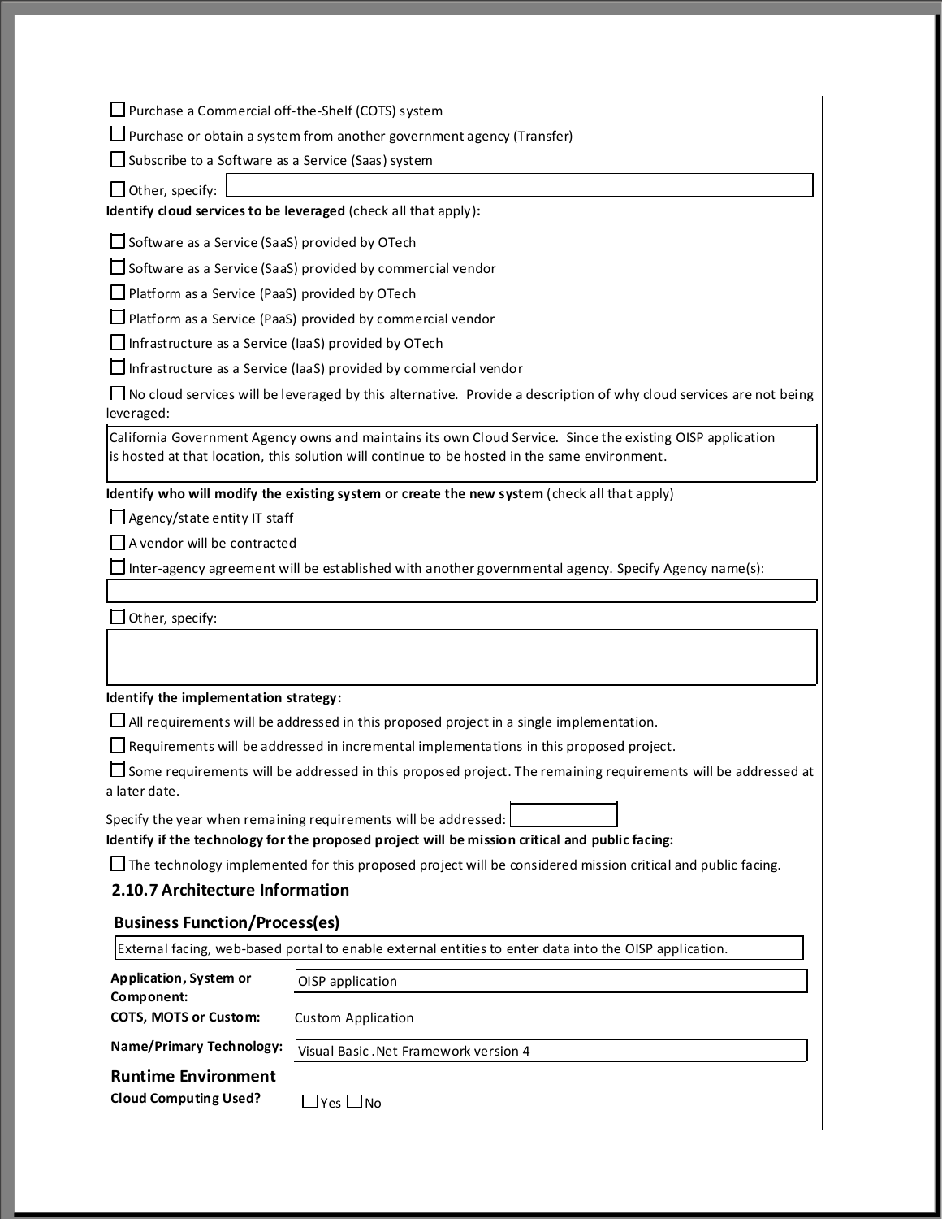☐ Purchase a Commercial off-the-Shelf (COTS) system

☐ Purchase or obtain a system from another government agency (Transfer)

☐ Subscribe to a Software as a Service (Saas) system

☐ Other, specify:

**Identify cloud services to be leveraged** (check all that apply)**:**

☐ Software as a Service (SaaS) provided by OTech

☐ Software as a Service (SaaS) provided by commercial vendor

☐ Platform as a Service (PaaS) provided by OTech

☐ Platform as a Service (PaaS) provided by commercial vendor

☐ Infrastructure as a Service (IaaS) provided by OTech

☐ Infrastructure as a Service (IaaS) provided by commercial vendor

☐ No cloud services will be leveraged by this alternative. Provide a description of why cloud services are not being leveraged:

California Government Agency owns and maintains its own Cloud Service. Since the existing OISP application is hosted at that location, this solution will continue to be hosted in the same environment.

**Identify who will modify the existing system or create the new system** (check all that apply)

☐ Agency/state entity IT staff

☐ A vendor will be contracted

☐ Inter-agency agreement will be established with another governmental agency. Specify Agency name(s):

☐ Other, specify:

**Identify the implementation strategy:**

☐ All requirements will be addressed in this proposed project in a single implementation.

☐ Requirements will be addressed in incremental implementations in this proposed project.

☐ Some requirements will be addressed in this proposed project. The remaining requirements will be addressed at a later date.

Specify the year when remaining requirements will be addressed:

**Identify if the technology for the proposed project will be mission critical and public facing:**

☐ The technology implemented for this proposed project will be considered mission critical and public facing.

### 2.10.7 Architecture Information

#### Business Function/Process(es)

External facing, web-based portal to enable external entities to enter data into the OISP application.

**Application, System or Component:** OISP application

**COTS, MOTS or Custom:** Custom Application

**Name/Primary Technology:** Visual Basic .Net Framework version 4

#### Runtime Environment

**Cloud Computing Used?** ☐ Yes ☐ No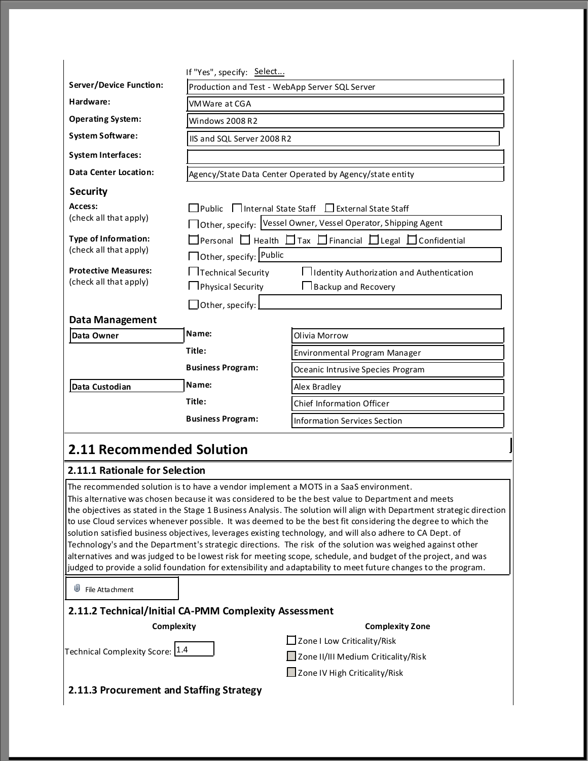If "Yes", specify: Select...

| | |
|---|---|
| **Server/Device Function:** | Production and Test - WebApp Server SQL Server |
| **Hardware:** | VMWare at CGA |
| **Operating System:** | Windows 2008 R2 |
| **System Software:** | IIS and SQL Server 2008 R2 |
| **System Interfaces:** | |
| **Data Center Location:** | Agency/State Data Center Operated by Agency/state entity |

## Security

**Access:** (check all that apply)

☐ Public ☐ Internal State Staff ☐ External State Staff

☐ Other, specify: Vessel Owner, Vessel Operator, Shipping Agent

**Type of Information:** (check all that apply)

☐ Personal ☐ Health ☐ Tax ☐ Financial ☐ Legal ☐ Confidential

☐ Other, specify: Public

**Protective Measures:** (check all that apply)

☐ Technical Security ☐ Identity Authorization and Authentication

☐ Physical Security ☐ Backup and Recovery

☐ Other, specify:

## Data Management

| | | |
|---|---|---|
| **Data Owner** | **Name:** | Olivia Morrow |
| | **Title:** | Environmental Program Manager |
| | **Business Program:** | Oceanic Intrusive Species Program |
| **Data Custodian** | **Name:** | Alex Bradley |
| | **Title:** | Chief Information Officer |
| | **Business Program:** | Information Services Section |

# 2.11 Recommended Solution

## 2.11.1 Rationale for Selection

The recommended solution is to have a vendor implement a MOTS in a SaaS environment.
This alternative was chosen because it was considered to be the best value to Department and meets the objectives as stated in the Stage 1 Business Analysis. The solution will align with Department strategic direction to use Cloud services whenever possible. It was deemed to be the best fit considering the degree to which the solution satisfied business objectives, leverages existing technology, and will also adhere to CA Dept. of Technology's and the Department's strategic directions. The risk of the solution was weighed against other alternatives and was judged to be lowest risk for meeting scope, schedule, and budget of the project, and was judged to provide a solid foundation for extensibility and adaptability to meet future changes to the program.

File Attachment

## 2.11.2 Technical/Initial CA-PMM Complexity Assessment

| Complexity | Complexity Zone |
|---|---|
| Technical Complexity Score: 1.4 | ☐ Zone I Low Criticality/Risk |
| | ☐ Zone II/III Medium Criticality/Risk |
| | ☐ Zone IV High Criticality/Risk |

## 2.11.3 Procurement and Staffing Strategy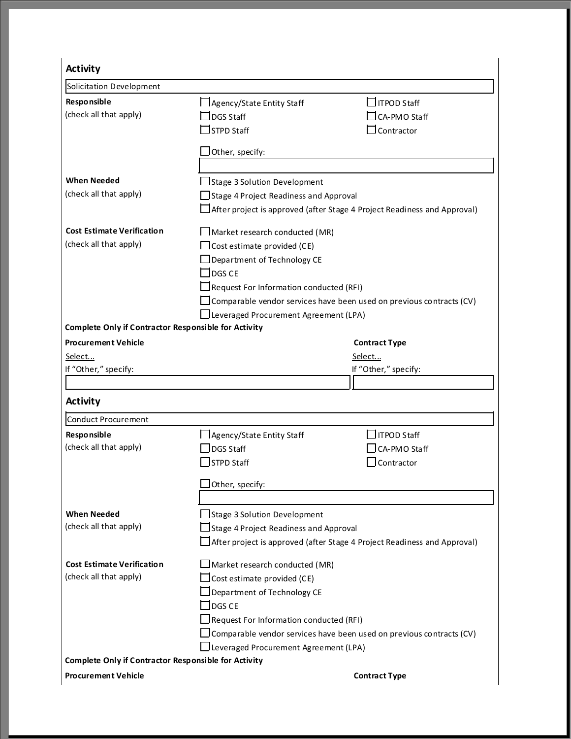### Activity

Solicitation Development

**Responsible**
(check all that apply)

- ☐ Agency/State Entity Staff
- ☐ ITPOD Staff
- ☐ DGS Staff
- ☐ CA-PMO Staff
- ☐ STPD Staff
- ☐ Contractor
- ☐ Other, specify:

**When Needed**
(check all that apply)

- ☐ Stage 3 Solution Development
- ☐ Stage 4 Project Readiness and Approval
- ☐ After project is approved (after Stage 4 Project Readiness and Approval)

**Cost Estimate Verification**
(check all that apply)

- ☐ Market research conducted (MR)
- ☐ Cost estimate provided (CE)
- ☐ Department of Technology CE
- ☐ DGS CE
- ☐ Request For Information conducted (RFI)
- ☐ Comparable vendor services have been used on previous contracts (CV)
- ☐ Leveraged Procurement Agreement (LPA)

**Complete Only if Contractor Responsible for Activity**

| **Procurement Vehicle** | **Contract Type** |
| --- | --- |
| Select... | Select... |
| If "Other," specify: | If "Other," specify: |

### Activity

Conduct Procurement

**Responsible**
(check all that apply)

- ☐ Agency/State Entity Staff
- ☐ ITPOD Staff
- ☐ DGS Staff
- ☐ CA-PMO Staff
- ☐ STPD Staff
- ☐ Contractor
- ☐ Other, specify:

**When Needed**
(check all that apply)

- ☐ Stage 3 Solution Development
- ☐ Stage 4 Project Readiness and Approval
- ☐ After project is approved (after Stage 4 Project Readiness and Approval)

**Cost Estimate Verification**
(check all that apply)

- ☐ Market research conducted (MR)
- ☐ Cost estimate provided (CE)
- ☐ Department of Technology CE
- ☐ DGS CE
- ☐ Request For Information conducted (RFI)
- ☐ Comparable vendor services have been used on previous contracts (CV)
- ☐ Leveraged Procurement Agreement (LPA)

**Complete Only if Contractor Responsible for Activity**

| **Procurement Vehicle** | **Contract Type** |
| --- | --- |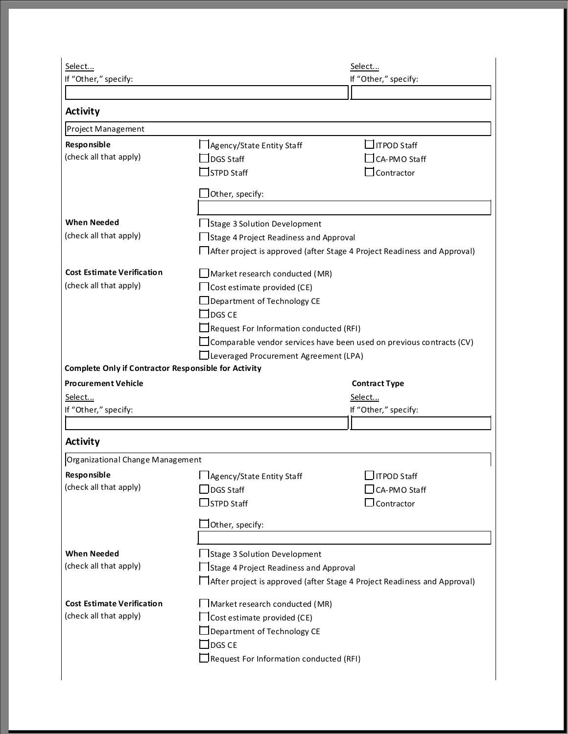Select...
If "Other," specify:

Select...
If "Other," specify:

### Activity

Project Management

**Responsible**
(check all that apply)

- ☐ Agency/State Entity Staff
- ☐ ITPOD Staff
- ☐ DGS Staff
- ☐ CA-PMO Staff
- ☐ STPD Staff
- ☐ Contractor
- ☐ Other, specify:

**When Needed**
(check all that apply)

- ☐ Stage 3 Solution Development
- ☐ Stage 4 Project Readiness and Approval
- ☐ After project is approved (after Stage 4 Project Readiness and Approval)

**Cost Estimate Verification**
(check all that apply)

- ☐ Market research conducted (MR)
- ☐ Cost estimate provided (CE)
- ☐ Department of Technology CE
- ☐ DGS CE
- ☐ Request For Information conducted (RFI)
- ☐ Comparable vendor services have been used on previous contracts (CV)
- ☐ Leveraged Procurement Agreement (LPA)

**Complete Only if Contractor Responsible for Activity**

**Procurement Vehicle**
Select...
If "Other," specify:

**Contract Type**
Select...
If "Other," specify:

### Activity

Organizational Change Management

**Responsible**
(check all that apply)

- ☐ Agency/State Entity Staff
- ☐ ITPOD Staff
- ☐ DGS Staff
- ☐ CA-PMO Staff
- ☐ STPD Staff
- ☐ Contractor
- ☐ Other, specify:

**When Needed**
(check all that apply)

- ☐ Stage 3 Solution Development
- ☐ Stage 4 Project Readiness and Approval
- ☐ After project is approved (after Stage 4 Project Readiness and Approval)

**Cost Estimate Verification**
(check all that apply)

- ☐ Market research conducted (MR)
- ☐ Cost estimate provided (CE)
- ☐ Department of Technology CE
- ☐ DGS CE
- ☐ Request For Information conducted (RFI)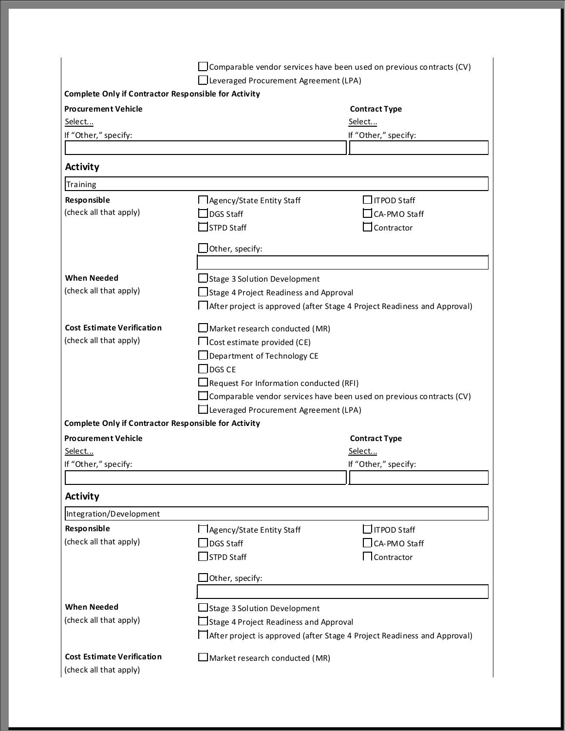- ☐ Comparable vendor services have been used on previous contracts (CV)
- ☐ Leveraged Procurement Agreement (LPA)

**Complete Only if Contractor Responsible for Activity**

| **Procurement Vehicle** | **Contract Type** |
|---|---|
| Select... | Select... |
| If "Other," specify: | If "Other," specify: |
| | |

## Activity

Training

**Responsible** (check all that apply)

- ☐ Agency/State Entity Staff
- ☐ ITPOD Staff
- ☐ DGS Staff
- ☐ CA-PMO Staff
- ☐ STPD Staff
- ☐ Contractor
- ☐ Other, specify:

**When Needed** (check all that apply)

- ☐ Stage 3 Solution Development
- ☐ Stage 4 Project Readiness and Approval
- ☐ After project is approved (after Stage 4 Project Readiness and Approval)

**Cost Estimate Verification** (check all that apply)

- ☐ Market research conducted (MR)
- ☐ Cost estimate provided (CE)
- ☐ Department of Technology CE
- ☐ DGS CE
- ☐ Request For Information conducted (RFI)
- ☐ Comparable vendor services have been used on previous contracts (CV)
- ☐ Leveraged Procurement Agreement (LPA)

**Complete Only if Contractor Responsible for Activity**

| **Procurement Vehicle** | **Contract Type** |
|---|---|
| Select... | Select... |
| If "Other," specify: | If "Other," specify: |
| | |

## Activity

Integration/Development

**Responsible** (check all that apply)

- ☐ Agency/State Entity Staff
- ☐ ITPOD Staff
- ☐ DGS Staff
- ☐ CA-PMO Staff
- ☐ STPD Staff
- ☐ Contractor
- ☐ Other, specify:

**When Needed** (check all that apply)

- ☐ Stage 3 Solution Development
- ☐ Stage 4 Project Readiness and Approval
- ☐ After project is approved (after Stage 4 Project Readiness and Approval)

**Cost Estimate Verification** (check all that apply)

- ☐ Market research conducted (MR)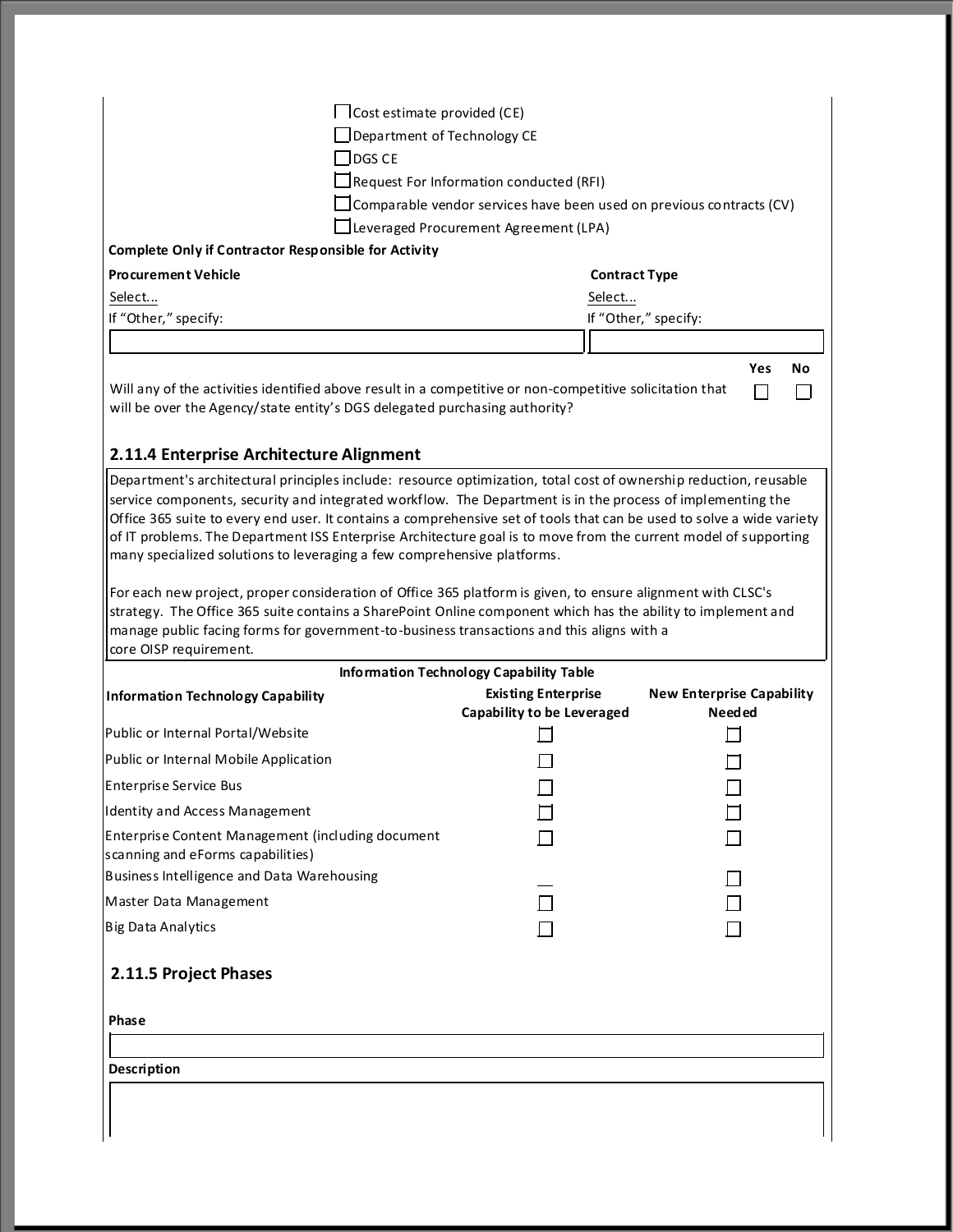- ☐ Cost estimate provided (CE)
- ☐ Department of Technology CE
- ☐ DGS CE
- ☐ Request For Information conducted (RFI)
- ☐ Comparable vendor services have been used on previous contracts (CV)
- ☐ Leveraged Procurement Agreement (LPA)

**Complete Only if Contractor Responsible for Activity**

| **Procurement Vehicle** | **Contract Type** |
|---|---|
| Select... | Select... |
| If "Other," specify: | If "Other," specify: |
| | |

| | Yes | No |
|---|---|---|
| Will any of the activities identified above result in a competitive or non-competitive solicitation that will be over the Agency/state entity's DGS delegated purchasing authority? | ☐ | ☐ |

### 2.11.4 Enterprise Architecture Alignment

Department's architectural principles include: resource optimization, total cost of ownership reduction, reusable service components, security and integrated workflow. The Department is in the process of implementing the Office 365 suite to every end user. It contains a comprehensive set of tools that can be used to solve a wide variety of IT problems. The Department ISS Enterprise Architecture goal is to move from the current model of supporting many specialized solutions to leveraging a few comprehensive platforms.

For each new project, proper consideration of Office 365 platform is given, to ensure alignment with CLSC's strategy. The Office 365 suite contains a SharePoint Online component which has the ability to implement and manage public facing forms for government-to-business transactions and this aligns with a core OISP requirement.

**Information Technology Capability Table**

| **Information Technology Capability** | **Existing Enterprise Capability to be Leveraged** | **New Enterprise Capability Needed** |
|---|---|---|
| Public or Internal Portal/Website | ☐ | ☐ |
| Public or Internal Mobile Application | ☐ | ☐ |
| Enterprise Service Bus | ☐ | ☐ |
| Identity and Access Management | ☐ | ☐ |
| Enterprise Content Management (including document scanning and eForms capabilities) | ☐ | ☐ |
| Business Intelligence and Data Warehousing | ☐ | ☐ |
| Master Data Management | ☐ | ☐ |
| Big Data Analytics | ☐ | ☐ |

### 2.11.5 Project Phases

**Phase**

**Description**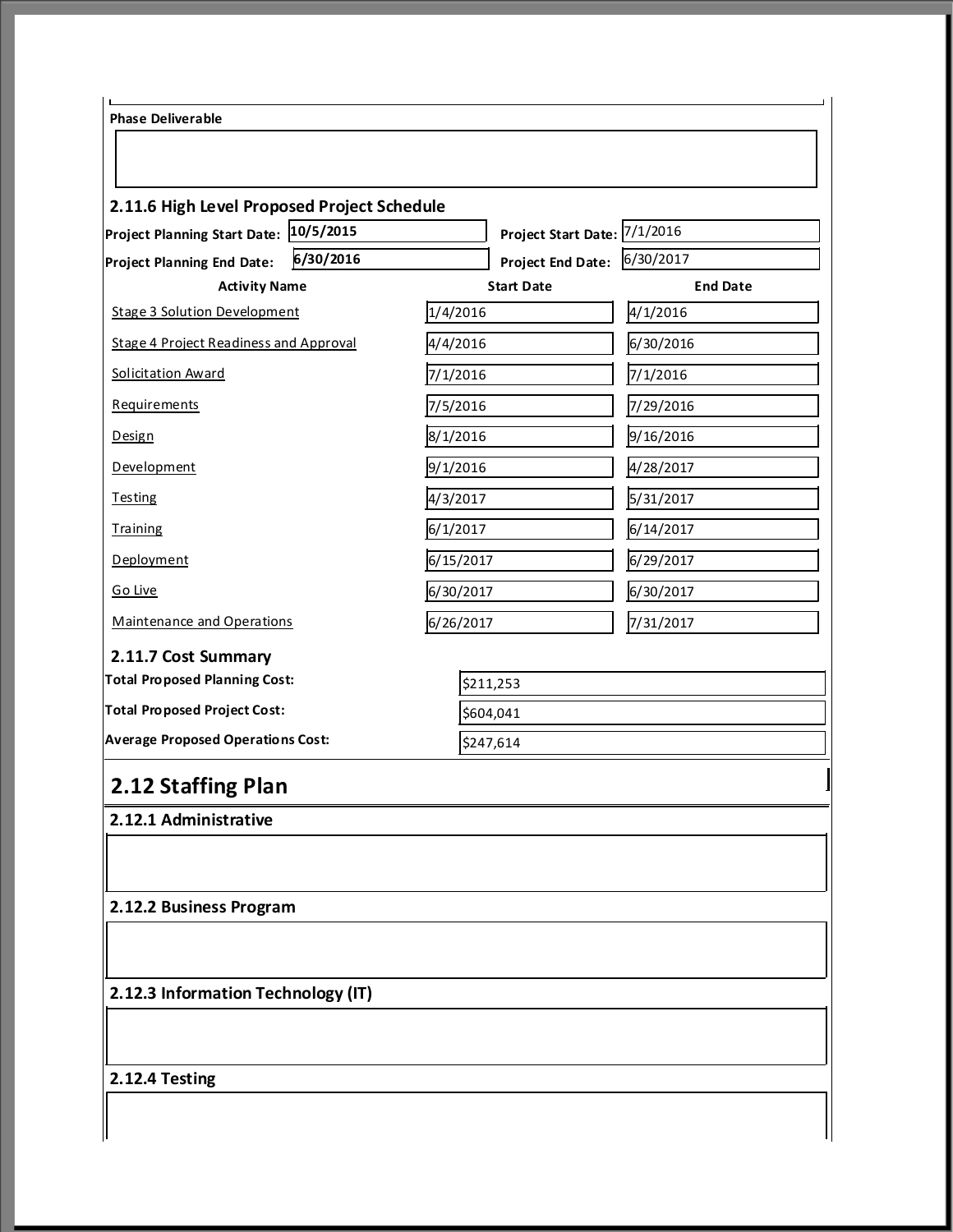**Phase Deliverable**

### 2.11.6 High Level Proposed Project Schedule

**Project Planning Start Date:** 10/5/2015

**Project Planning End Date:** 6/30/2016

**Project Start Date:** 7/1/2016

**Project End Date:** 6/30/2017

| Activity Name | Start Date | End Date |
| --- | --- | --- |
| Stage 3 Solution Development | 1/4/2016 | 4/1/2016 |
| Stage 4 Project Readiness and Approval | 4/4/2016 | 6/30/2016 |
| Solicitation Award | 7/1/2016 | 7/1/2016 |
| Requirements | 7/5/2016 | 7/29/2016 |
| Design | 8/1/2016 | 9/16/2016 |
| Development | 9/1/2016 | 4/28/2017 |
| Testing | 4/3/2017 | 5/31/2017 |
| Training | 6/1/2017 | 6/14/2017 |
| Deployment | 6/15/2017 | 6/29/2017 |
| Go Live | 6/30/2017 | 6/30/2017 |
| Maintenance and Operations | 6/26/2017 | 7/31/2017 |

### 2.11.7 Cost Summary

| | |
| --- | --- |
| **Total Proposed Planning Cost:** | $211,253 |
| **Total Proposed Project Cost:** | $604,041 |
| **Average Proposed Operations Cost:** | $247,614 |

## 2.12 Staffing Plan

### 2.12.1 Administrative

### 2.12.2 Business Program

### 2.12.3 Information Technology (IT)

### 2.12.4 Testing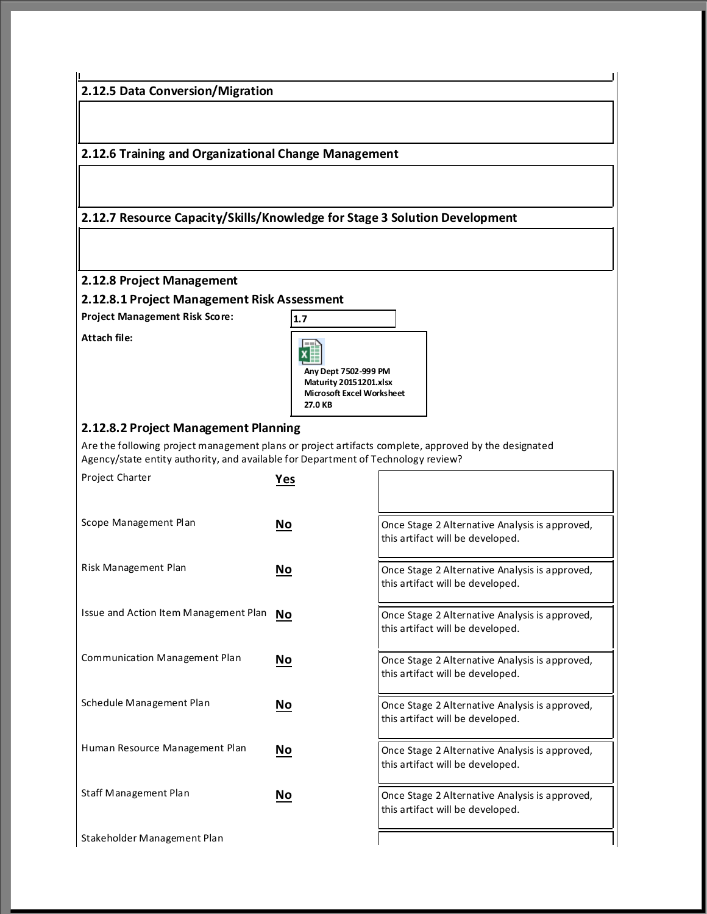### 2.12.5 Data Conversion/Migration

### 2.12.6 Training and Organizational Change Management

### 2.12.7 Resource Capacity/Skills/Knowledge for Stage 3 Solution Development

### 2.12.8 Project Management

#### 2.12.8.1 Project Management Risk Assessment

**Project Management Risk Score:** 1.7

**Attach file:** Any Dept 7502-999 PM Maturity 20151201.xlsx Microsoft Excel Worksheet 27.0 KB

#### 2.12.8.2 Project Management Planning

Are the following project management plans or project artifacts complete, approved by the designated Agency/state entity authority, and available for Department of Technology review?

| Artifact | Status | Comments |
|---|---|---|
| Project Charter | Yes | |
| Scope Management Plan | No | Once Stage 2 Alternative Analysis is approved, this artifact will be developed. |
| Risk Management Plan | No | Once Stage 2 Alternative Analysis is approved, this artifact will be developed. |
| Issue and Action Item Management Plan | No | Once Stage 2 Alternative Analysis is approved, this artifact will be developed. |
| Communication Management Plan | No | Once Stage 2 Alternative Analysis is approved, this artifact will be developed. |
| Schedule Management Plan | No | Once Stage 2 Alternative Analysis is approved, this artifact will be developed. |
| Human Resource Management Plan | No | Once Stage 2 Alternative Analysis is approved, this artifact will be developed. |
| Staff Management Plan | No | Once Stage 2 Alternative Analysis is approved, this artifact will be developed. |
| Stakeholder Management Plan | | |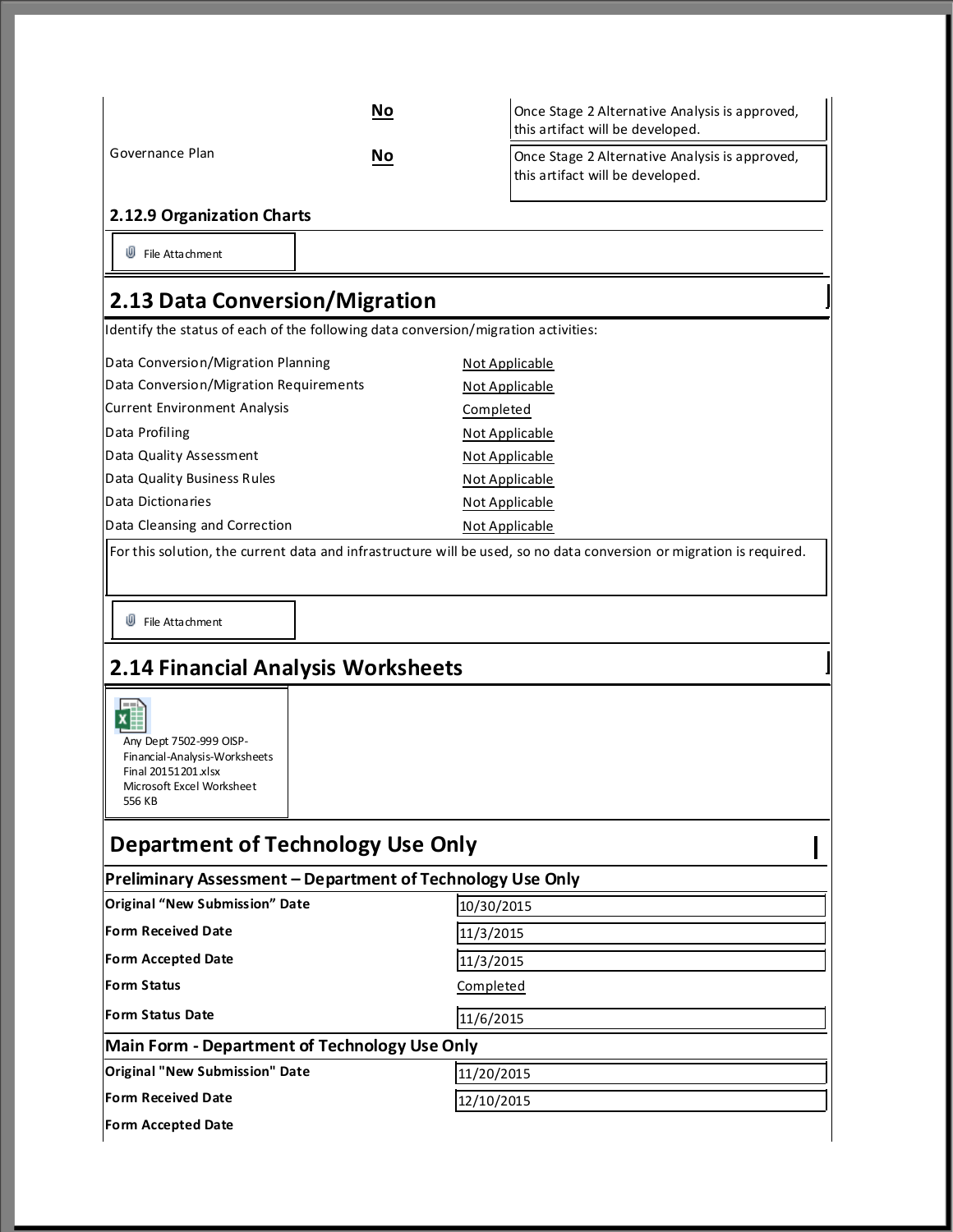| | | |
|---|---|---|
| | **No** | Once Stage 2 Alternative Analysis is approved, this artifact will be developed. |
| Governance Plan | **No** | Once Stage 2 Alternative Analysis is approved, this artifact will be developed. |

### 2.12.9 Organization Charts

File Attachment

## 2.13 Data Conversion/Migration

Identify the status of each of the following data conversion/migration activities:

| | |
|---|---|
| Data Conversion/Migration Planning | Not Applicable |
| Data Conversion/Migration Requirements | Not Applicable |
| Current Environment Analysis | Completed |
| Data Profiling | Not Applicable |
| Data Quality Assessment | Not Applicable |
| Data Quality Business Rules | Not Applicable |
| Data Dictionaries | Not Applicable |
| Data Cleansing and Correction | Not Applicable |

For this solution, the current data and infrastructure will be used, so no data conversion or migration is required.

File Attachment

## 2.14 Financial Analysis Worksheets

Any Dept 7502-999 OISP-Financial-Analysis-Worksheets Final 20151201.xlsx
Microsoft Excel Worksheet
556 KB

## Department of Technology Use Only

### Preliminary Assessment – Department of Technology Use Only

| | |
|---|---|
| **Original "New Submission" Date** | 10/30/2015 |
| **Form Received Date** | 11/3/2015 |
| **Form Accepted Date** | 11/3/2015 |
| **Form Status** | Completed |
| **Form Status Date** | 11/6/2015 |

### Main Form - Department of Technology Use Only

| | |
|---|---|
| **Original "New Submission" Date** | 11/20/2015 |
| **Form Received Date** | 12/10/2015 |
| **Form Accepted Date** | |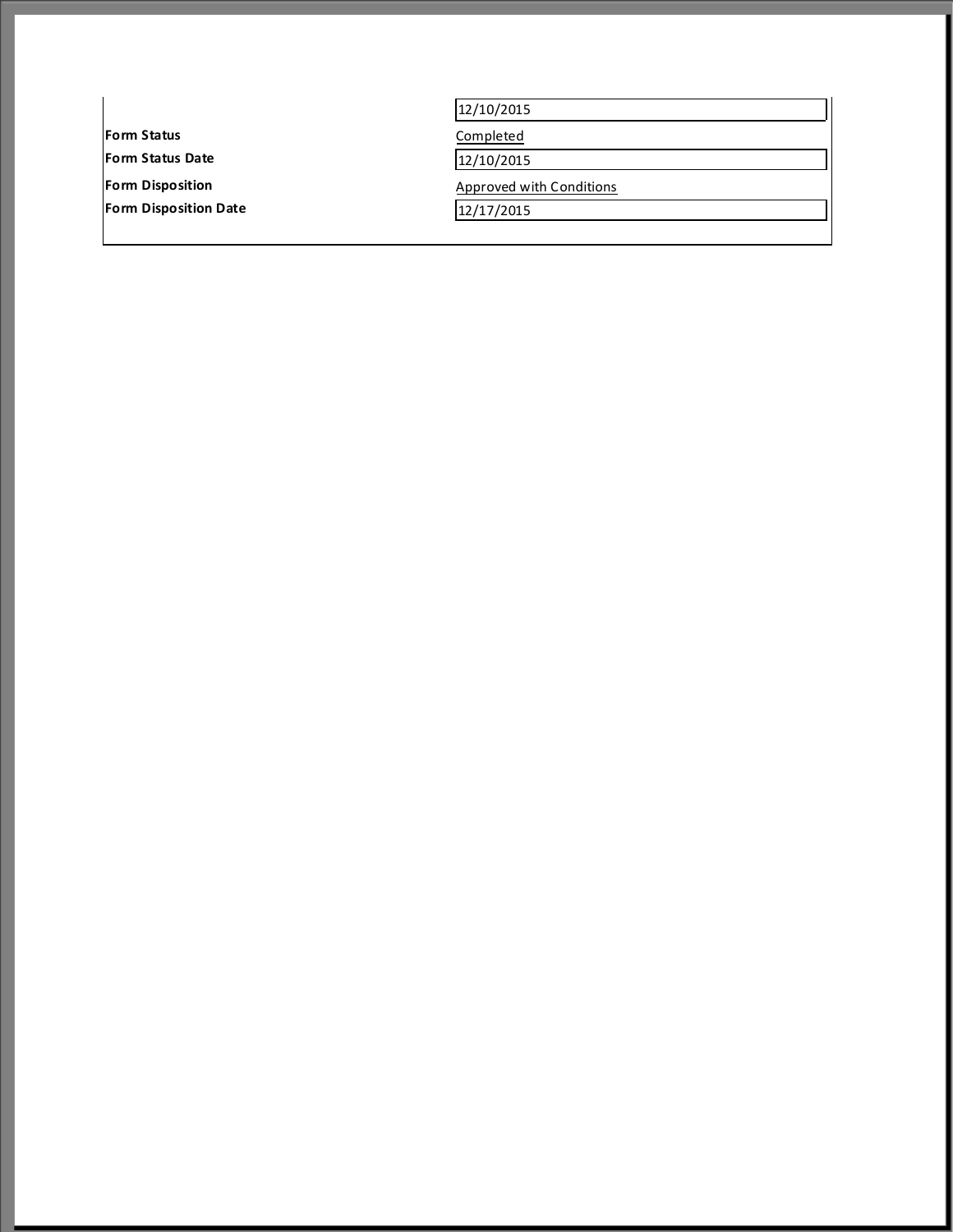| | |
|---|---|
| | 12/10/2015 |
| **Form Status** | Completed |
| **Form Status Date** | 12/10/2015 |
| **Form Disposition** | Approved with Conditions |
| **Form Disposition Date** | 12/17/2015 |